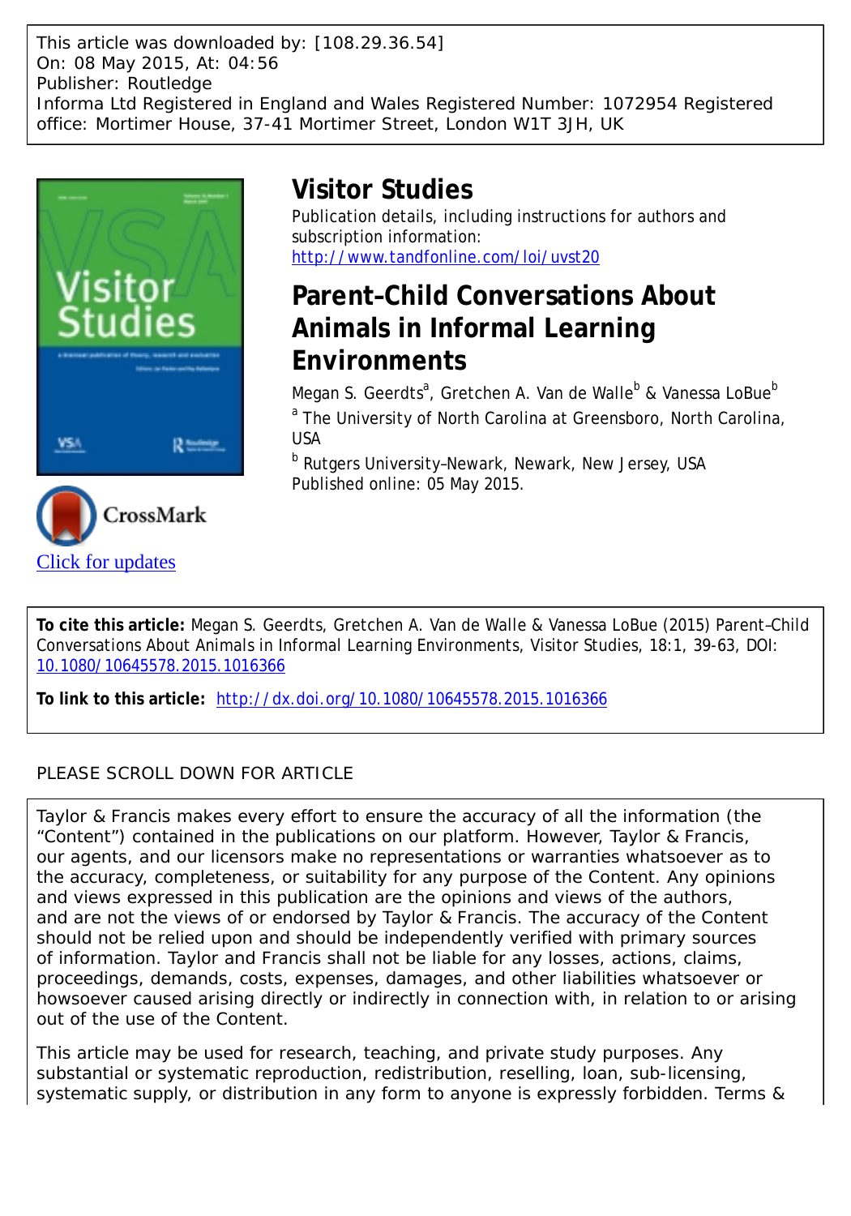This article was downloaded by: [108.29.36.54]
On: 08 May 2015, At: 04:56
Publisher: Routledge
Informa Ltd Registered in England and Wales Registered Number: 1072954 Registered office: Mortimer House, 37-41 Mortimer Street, London W1T 3JH, UK

# Visitor Studies

Publication details, including instructions for authors and subscription information:
http://www.tandfonline.com/loi/uvst20

# Parent–Child Conversations About Animals in Informal Learning Environments

Megan S. Geerdts[a], Gretchen A. Van de Walle[b] & Vanessa LoBue[b]

[a] The University of North Carolina at Greensboro, North Carolina, USA

[b] Rutgers University–Newark, Newark, New Jersey, USA

Published online: 05 May 2015.

Click for updates

**To cite this article:** Megan S. Geerdts, Gretchen A. Van de Walle & Vanessa LoBue (2015) Parent–Child Conversations About Animals in Informal Learning Environments, Visitor Studies, 18:1, 39-63, DOI: 10.1080/10645578.2015.1016366

**To link to this article:** http://dx.doi.org/10.1080/10645578.2015.1016366

PLEASE SCROLL DOWN FOR ARTICLE

Taylor & Francis makes every effort to ensure the accuracy of all the information (the "Content") contained in the publications on our platform. However, Taylor & Francis, our agents, and our licensors make no representations or warranties whatsoever as to the accuracy, completeness, or suitability for any purpose of the Content. Any opinions and views expressed in this publication are the opinions and views of the authors, and are not the views of or endorsed by Taylor & Francis. The accuracy of the Content should not be relied upon and should be independently verified with primary sources of information. Taylor and Francis shall not be liable for any losses, actions, claims, proceedings, demands, costs, expenses, damages, and other liabilities whatsoever or howsoever caused arising directly or indirectly in connection with, in relation to or arising out of the use of the Content.

This article may be used for research, teaching, and private study purposes. Any substantial or systematic reproduction, redistribution, reselling, loan, sub-licensing, systematic supply, or distribution in any form to anyone is expressly forbidden. Terms &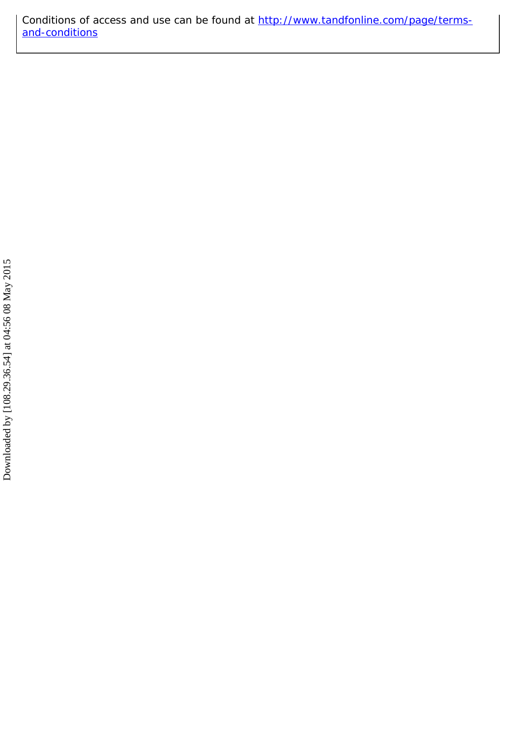Conditions of access and use can be found at [http://www.tandfonline.com/page/terms-and-conditions](http://www.tandfonline.com/page/terms-and-conditions)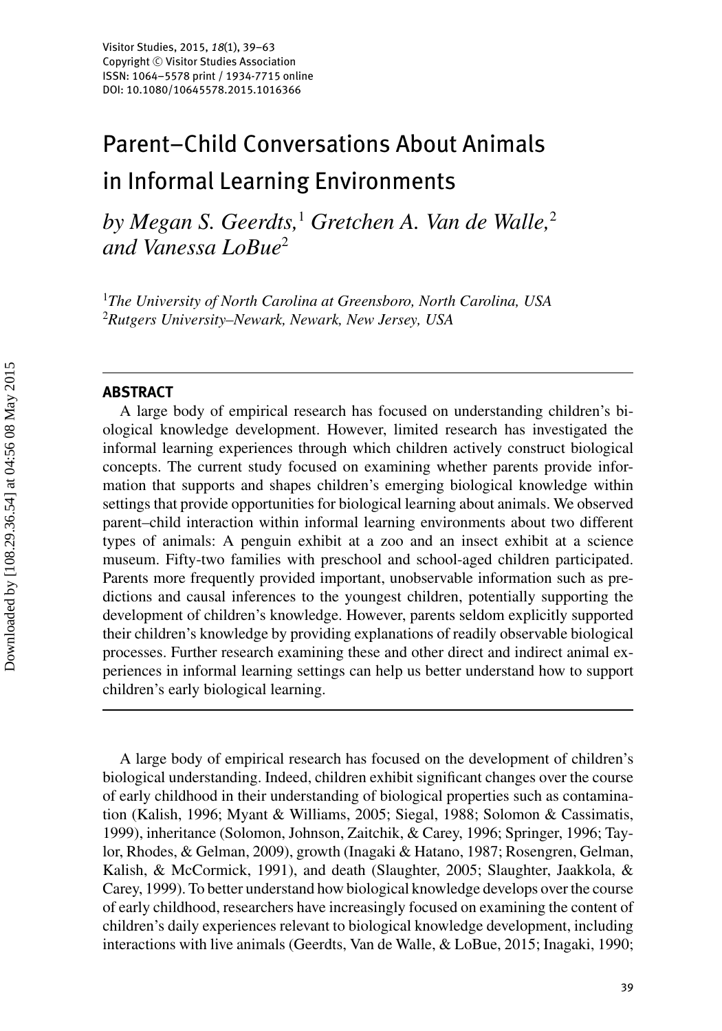# Parent–Child Conversations About Animals in Informal Learning Environments

*by Megan S. Geerdts,*[1] *Gretchen A. Van de Walle,*[2] *and Vanessa LoBue*[2]

[1]*The University of North Carolina at Greensboro, North Carolina, USA*
[2]*Rutgers University–Newark, Newark, New Jersey, USA*

## ABSTRACT

A large body of empirical research has focused on understanding children's biological knowledge development. However, limited research has investigated the informal learning experiences through which children actively construct biological concepts. The current study focused on examining whether parents provide information that supports and shapes children's emerging biological knowledge within settings that provide opportunities for biological learning about animals. We observed parent–child interaction within informal learning environments about two different types of animals: A penguin exhibit at a zoo and an insect exhibit at a science museum. Fifty-two families with preschool and school-aged children participated. Parents more frequently provided important, unobservable information such as predictions and causal inferences to the youngest children, potentially supporting the development of children's knowledge. However, parents seldom explicitly supported their children's knowledge by providing explanations of readily observable biological processes. Further research examining these and other direct and indirect animal experiences in informal learning settings can help us better understand how to support children's early biological learning.

A large body of empirical research has focused on the development of children's biological understanding. Indeed, children exhibit significant changes over the course of early childhood in their understanding of biological properties such as contamination (Kalish, 1996; Myant & Williams, 2005; Siegal, 1988; Solomon & Cassimatis, 1999), inheritance (Solomon, Johnson, Zaitchik, & Carey, 1996; Springer, 1996; Taylor, Rhodes, & Gelman, 2009), growth (Inagaki & Hatano, 1987; Rosengren, Gelman, Kalish, & McCormick, 1991), and death (Slaughter, 2005; Slaughter, Jaakkola, & Carey, 1999). To better understand how biological knowledge develops over the course of early childhood, researchers have increasingly focused on examining the content of children's daily experiences relevant to biological knowledge development, including interactions with live animals (Geerdts, Van de Walle, & LoBue, 2015; Inagaki, 1990;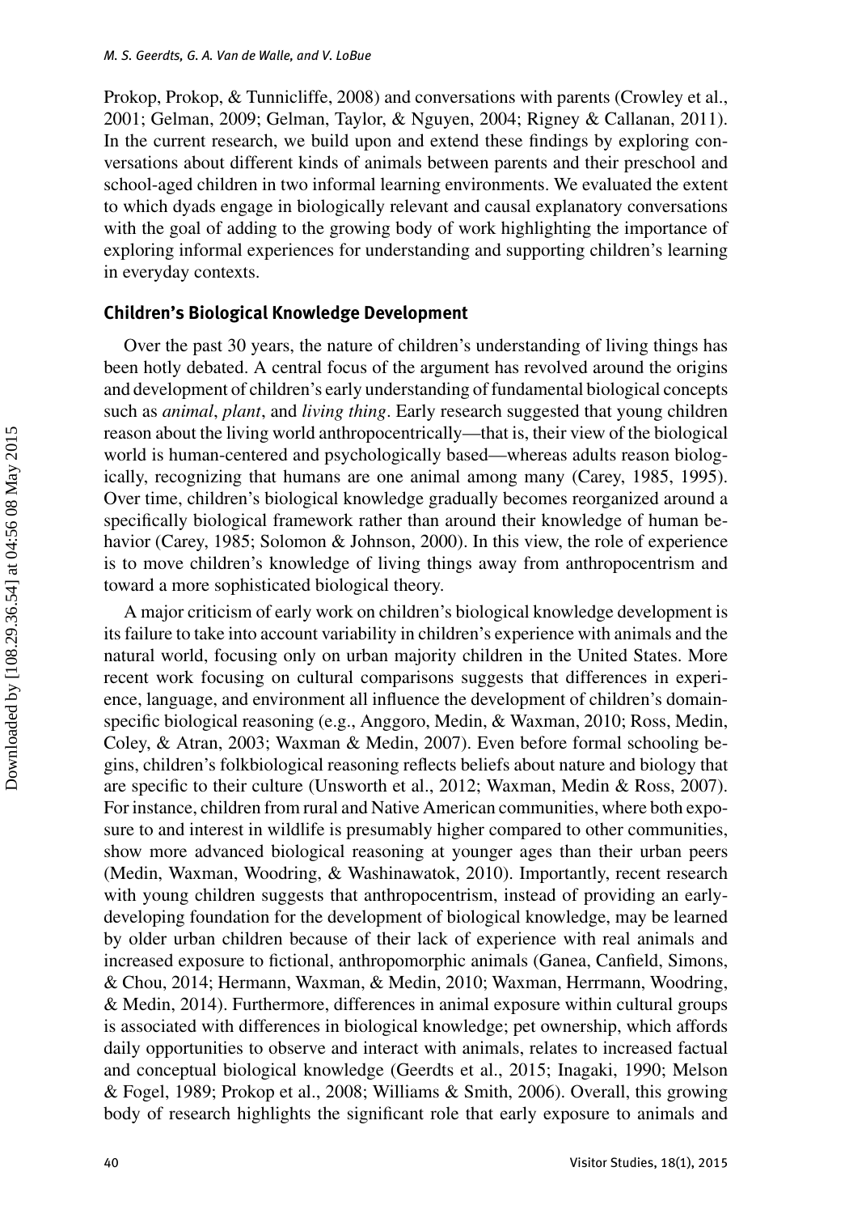Prokop, Prokop, & Tunnicliffe, 2008) and conversations with parents (Crowley et al., 2001; Gelman, 2009; Gelman, Taylor, & Nguyen, 2004; Rigney & Callanan, 2011). In the current research, we build upon and extend these findings by exploring conversations about different kinds of animals between parents and their preschool and school-aged children in two informal learning environments. We evaluated the extent to which dyads engage in biologically relevant and causal explanatory conversations with the goal of adding to the growing body of work highlighting the importance of exploring informal experiences for understanding and supporting children's learning in everyday contexts.

## Children's Biological Knowledge Development

Over the past 30 years, the nature of children's understanding of living things has been hotly debated. A central focus of the argument has revolved around the origins and development of children's early understanding of fundamental biological concepts such as *animal*, *plant*, and *living thing*. Early research suggested that young children reason about the living world anthropocentrically—that is, their view of the biological world is human-centered and psychologically based—whereas adults reason biologically, recognizing that humans are one animal among many (Carey, 1985, 1995). Over time, children's biological knowledge gradually becomes reorganized around a specifically biological framework rather than around their knowledge of human behavior (Carey, 1985; Solomon & Johnson, 2000). In this view, the role of experience is to move children's knowledge of living things away from anthropocentrism and toward a more sophisticated biological theory.

A major criticism of early work on children's biological knowledge development is its failure to take into account variability in children's experience with animals and the natural world, focusing only on urban majority children in the United States. More recent work focusing on cultural comparisons suggests that differences in experience, language, and environment all influence the development of children's domain-specific biological reasoning (e.g., Anggoro, Medin, & Waxman, 2010; Ross, Medin, Coley, & Atran, 2003; Waxman & Medin, 2007). Even before formal schooling begins, children's folkbiological reasoning reflects beliefs about nature and biology that are specific to their culture (Unsworth et al., 2012; Waxman, Medin & Ross, 2007). For instance, children from rural and Native American communities, where both exposure to and interest in wildlife is presumably higher compared to other communities, show more advanced biological reasoning at younger ages than their urban peers (Medin, Waxman, Woodring, & Washinawatok, 2010). Importantly, recent research with young children suggests that anthropocentrism, instead of providing an early-developing foundation for the development of biological knowledge, may be learned by older urban children because of their lack of experience with real animals and increased exposure to fictional, anthropomorphic animals (Ganea, Canfield, Simons, & Chou, 2014; Hermann, Waxman, & Medin, 2010; Waxman, Herrmann, Woodring, & Medin, 2014). Furthermore, differences in animal exposure within cultural groups is associated with differences in biological knowledge; pet ownership, which affords daily opportunities to observe and interact with animals, relates to increased factual and conceptual biological knowledge (Geerdts et al., 2015; Inagaki, 1990; Melson & Fogel, 1989; Prokop et al., 2008; Williams & Smith, 2006). Overall, this growing body of research highlights the significant role that early exposure to animals and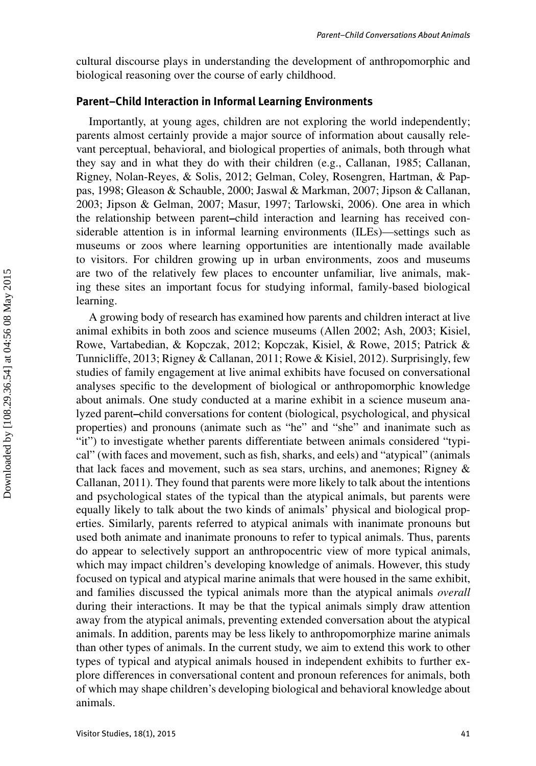cultural discourse plays in understanding the development of anthropomorphic and biological reasoning over the course of early childhood.

## Parent–Child Interaction in Informal Learning Environments

Importantly, at young ages, children are not exploring the world independently; parents almost certainly provide a major source of information about causally relevant perceptual, behavioral, and biological properties of animals, both through what they say and in what they do with their children (e.g., Callanan, 1985; Callanan, Rigney, Nolan-Reyes, & Solis, 2012; Gelman, Coley, Rosengren, Hartman, & Pappas, 1998; Gleason & Schauble, 2000; Jaswal & Markman, 2007; Jipson & Callanan, 2003; Jipson & Gelman, 2007; Masur, 1997; Tarlowski, 2006). One area in which the relationship between parent–child interaction and learning has received considerable attention is in informal learning environments (ILEs)—settings such as museums or zoos where learning opportunities are intentionally made available to visitors. For children growing up in urban environments, zoos and museums are two of the relatively few places to encounter unfamiliar, live animals, making these sites an important focus for studying informal, family-based biological learning.

A growing body of research has examined how parents and children interact at live animal exhibits in both zoos and science museums (Allen 2002; Ash, 2003; Kisiel, Rowe, Vartabedian, & Kopczak, 2012; Kopczak, Kisiel, & Rowe, 2015; Patrick & Tunnicliffe, 2013; Rigney & Callanan, 2011; Rowe & Kisiel, 2012). Surprisingly, few studies of family engagement at live animal exhibits have focused on conversational analyses specific to the development of biological or anthropomorphic knowledge about animals. One study conducted at a marine exhibit in a science museum analyzed parent–child conversations for content (biological, psychological, and physical properties) and pronouns (animate such as "he" and "she" and inanimate such as "it") to investigate whether parents differentiate between animals considered "typical" (with faces and movement, such as fish, sharks, and eels) and "atypical" (animals that lack faces and movement, such as sea stars, urchins, and anemones; Rigney & Callanan, 2011). They found that parents were more likely to talk about the intentions and psychological states of the typical than the atypical animals, but parents were equally likely to talk about the two kinds of animals' physical and biological properties. Similarly, parents referred to atypical animals with inanimate pronouns but used both animate and inanimate pronouns to refer to typical animals. Thus, parents do appear to selectively support an anthropocentric view of more typical animals, which may impact children's developing knowledge of animals. However, this study focused on typical and atypical marine animals that were housed in the same exhibit, and families discussed the typical animals more than the atypical animals *overall* during their interactions. It may be that the typical animals simply draw attention away from the atypical animals, preventing extended conversation about the atypical animals. In addition, parents may be less likely to anthropomorphize marine animals than other types of animals. In the current study, we aim to extend this work to other types of typical and atypical animals housed in independent exhibits to further explore differences in conversational content and pronoun references for animals, both of which may shape children's developing biological and behavioral knowledge about animals.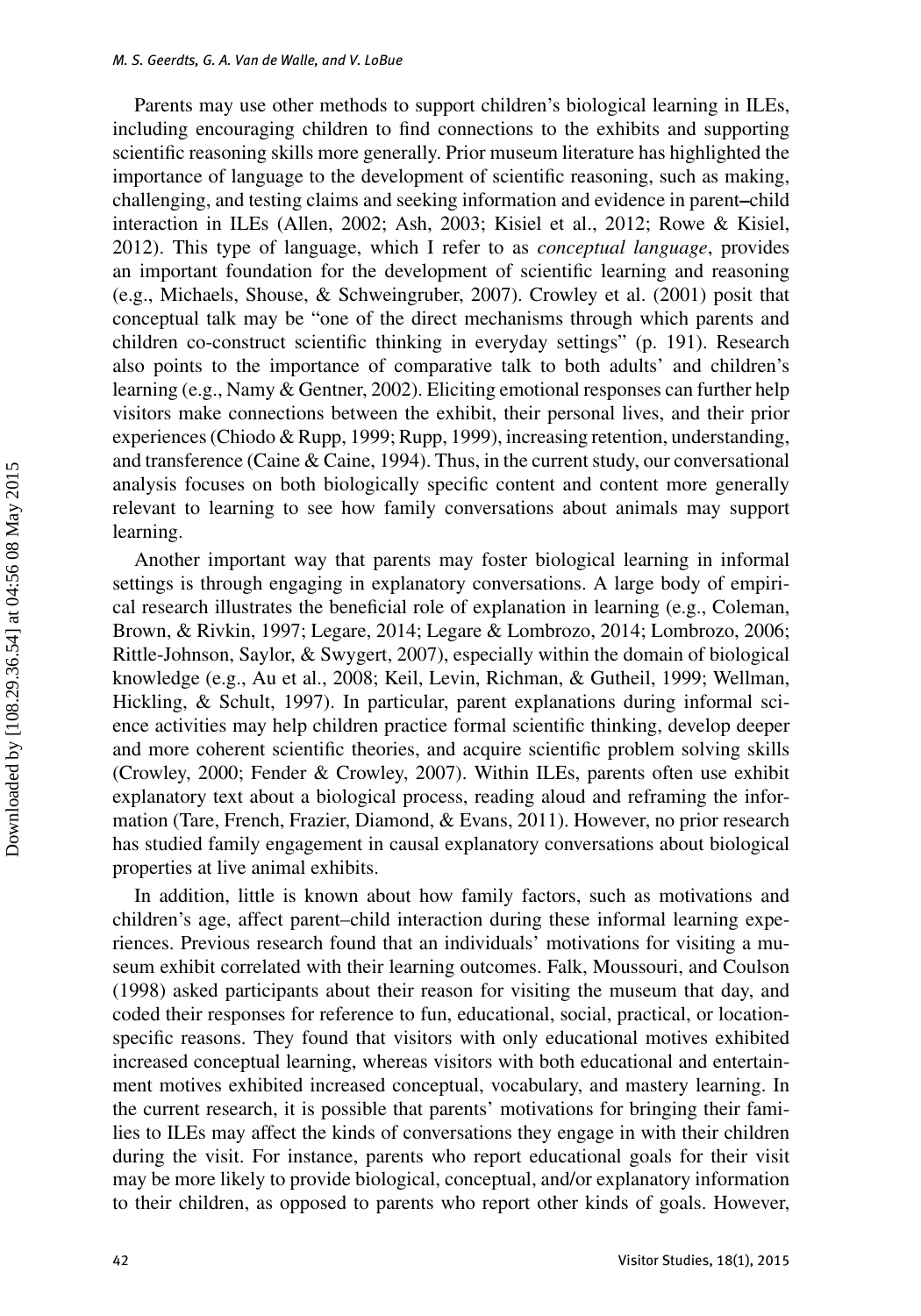Parents may use other methods to support children's biological learning in ILEs, including encouraging children to find connections to the exhibits and supporting scientific reasoning skills more generally. Prior museum literature has highlighted the importance of language to the development of scientific reasoning, such as making, challenging, and testing claims and seeking information and evidence in parent–child interaction in ILEs (Allen, 2002; Ash, 2003; Kisiel et al., 2012; Rowe & Kisiel, 2012). This type of language, which I refer to as *conceptual language*, provides an important foundation for the development of scientific learning and reasoning (e.g., Michaels, Shouse, & Schweingruber, 2007). Crowley et al. (2001) posit that conceptual talk may be "one of the direct mechanisms through which parents and children co-construct scientific thinking in everyday settings" (p. 191). Research also points to the importance of comparative talk to both adults' and children's learning (e.g., Namy & Gentner, 2002). Eliciting emotional responses can further help visitors make connections between the exhibit, their personal lives, and their prior experiences (Chiodo & Rupp, 1999; Rupp, 1999), increasing retention, understanding, and transference (Caine & Caine, 1994). Thus, in the current study, our conversational analysis focuses on both biologically specific content and content more generally relevant to learning to see how family conversations about animals may support learning.

Another important way that parents may foster biological learning in informal settings is through engaging in explanatory conversations. A large body of empirical research illustrates the beneficial role of explanation in learning (e.g., Coleman, Brown, & Rivkin, 1997; Legare, 2014; Legare & Lombrozo, 2014; Lombrozo, 2006; Rittle-Johnson, Saylor, & Swygert, 2007), especially within the domain of biological knowledge (e.g., Au et al., 2008; Keil, Levin, Richman, & Gutheil, 1999; Wellman, Hickling, & Schult, 1997). In particular, parent explanations during informal science activities may help children practice formal scientific thinking, develop deeper and more coherent scientific theories, and acquire scientific problem solving skills (Crowley, 2000; Fender & Crowley, 2007). Within ILEs, parents often use exhibit explanatory text about a biological process, reading aloud and reframing the information (Tare, French, Frazier, Diamond, & Evans, 2011). However, no prior research has studied family engagement in causal explanatory conversations about biological properties at live animal exhibits.

In addition, little is known about how family factors, such as motivations and children's age, affect parent–child interaction during these informal learning experiences. Previous research found that an individuals' motivations for visiting a museum exhibit correlated with their learning outcomes. Falk, Moussouri, and Coulson (1998) asked participants about their reason for visiting the museum that day, and coded their responses for reference to fun, educational, social, practical, or location-specific reasons. They found that visitors with only educational motives exhibited increased conceptual learning, whereas visitors with both educational and entertainment motives exhibited increased conceptual, vocabulary, and mastery learning. In the current research, it is possible that parents' motivations for bringing their families to ILEs may affect the kinds of conversations they engage in with their children during the visit. For instance, parents who report educational goals for their visit may be more likely to provide biological, conceptual, and/or explanatory information to their children, as opposed to parents who report other kinds of goals. However,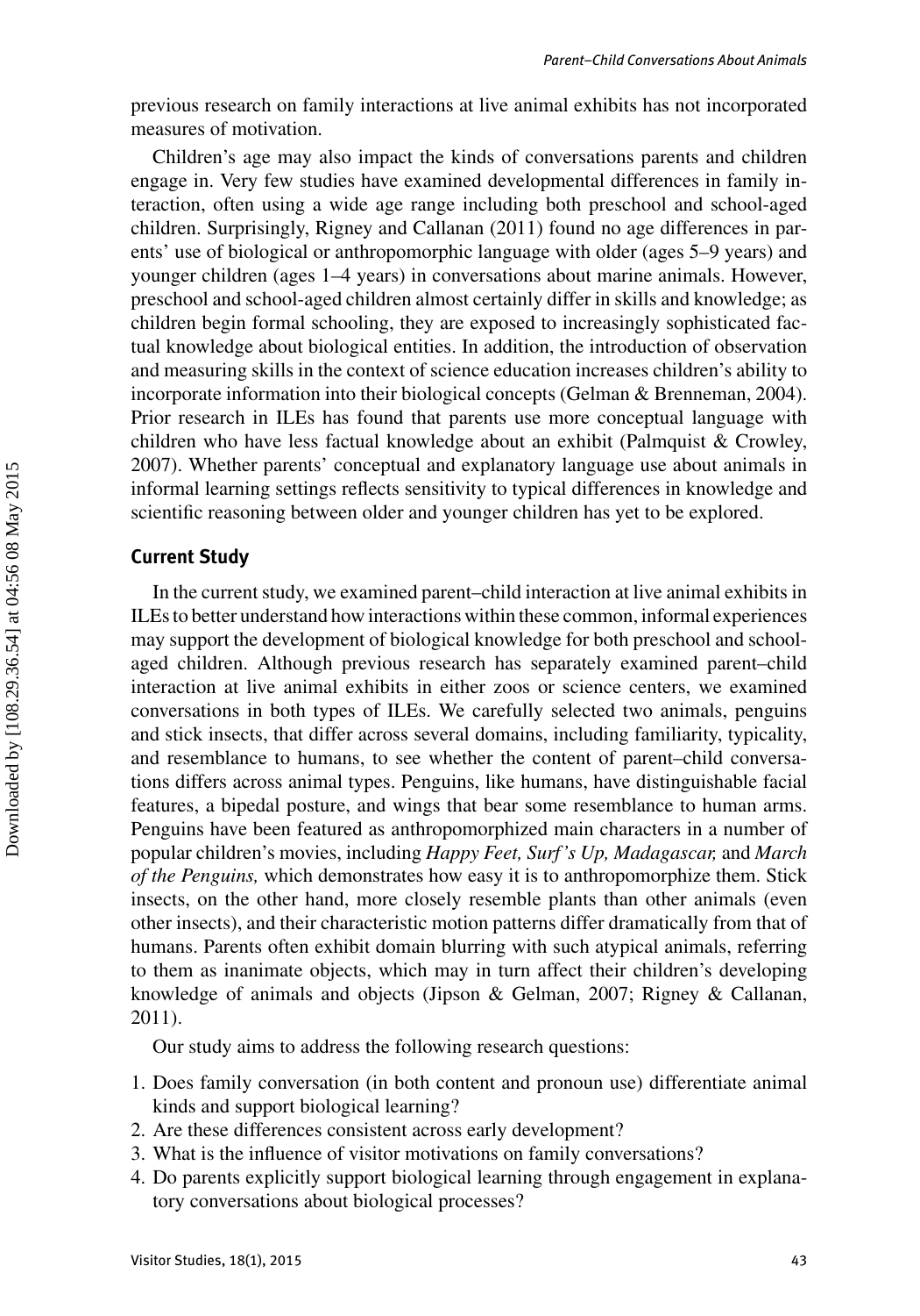previous research on family interactions at live animal exhibits has not incorporated measures of motivation.

Children's age may also impact the kinds of conversations parents and children engage in. Very few studies have examined developmental differences in family interaction, often using a wide age range including both preschool and school-aged children. Surprisingly, Rigney and Callanan (2011) found no age differences in parents' use of biological or anthropomorphic language with older (ages 5–9 years) and younger children (ages 1–4 years) in conversations about marine animals. However, preschool and school-aged children almost certainly differ in skills and knowledge; as children begin formal schooling, they are exposed to increasingly sophisticated factual knowledge about biological entities. In addition, the introduction of observation and measuring skills in the context of science education increases children's ability to incorporate information into their biological concepts (Gelman & Brenneman, 2004). Prior research in ILEs has found that parents use more conceptual language with children who have less factual knowledge about an exhibit (Palmquist & Crowley, 2007). Whether parents' conceptual and explanatory language use about animals in informal learning settings reflects sensitivity to typical differences in knowledge and scientific reasoning between older and younger children has yet to be explored.

## Current Study

In the current study, we examined parent–child interaction at live animal exhibits in ILEs to better understand how interactions within these common, informal experiences may support the development of biological knowledge for both preschool and school-aged children. Although previous research has separately examined parent–child interaction at live animal exhibits in either zoos or science centers, we examined conversations in both types of ILEs. We carefully selected two animals, penguins and stick insects, that differ across several domains, including familiarity, typicality, and resemblance to humans, to see whether the content of parent–child conversations differs across animal types. Penguins, like humans, have distinguishable facial features, a bipedal posture, and wings that bear some resemblance to human arms. Penguins have been featured as anthropomorphized main characters in a number of popular children's movies, including *Happy Feet, Surf's Up, Madagascar,* and *March of the Penguins,* which demonstrates how easy it is to anthropomorphize them. Stick insects, on the other hand, more closely resemble plants than other animals (even other insects), and their characteristic motion patterns differ dramatically from that of humans. Parents often exhibit domain blurring with such atypical animals, referring to them as inanimate objects, which may in turn affect their children's developing knowledge of animals and objects (Jipson & Gelman, 2007; Rigney & Callanan, 2011).

Our study aims to address the following research questions:

1. Does family conversation (in both content and pronoun use) differentiate animal kinds and support biological learning?
2. Are these differences consistent across early development?
3. What is the influence of visitor motivations on family conversations?
4. Do parents explicitly support biological learning through engagement in explanatory conversations about biological processes?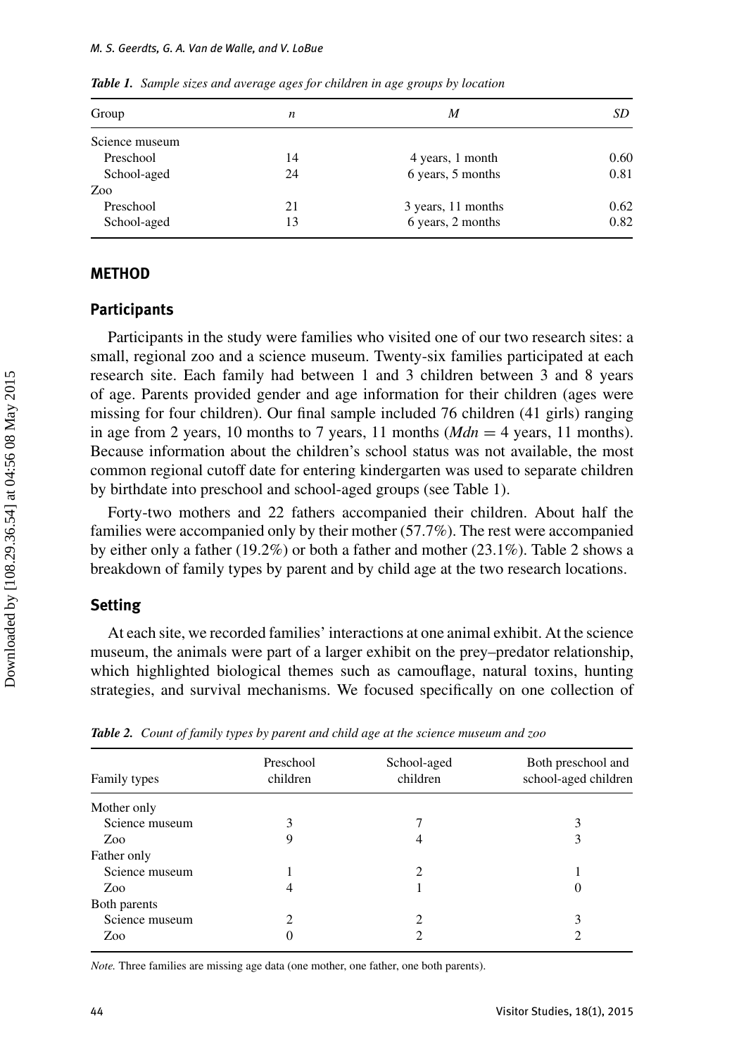*Table 1. Sample sizes and average ages for children in age groups by location*

| Group | *n* | *M* | *SD* |
|---|---|---|---|
| Science museum | | | |
| Preschool | 14 | 4 years, 1 month | 0.60 |
| School-aged | 24 | 6 years, 5 months | 0.81 |
| Zoo | | | |
| Preschool | 21 | 3 years, 11 months | 0.62 |
| School-aged | 13 | 6 years, 2 months | 0.82 |

## METHOD

### Participants

Participants in the study were families who visited one of our two research sites: a small, regional zoo and a science museum. Twenty-six families participated at each research site. Each family had between 1 and 3 children between 3 and 8 years of age. Parents provided gender and age information for their children (ages were missing for four children). Our final sample included 76 children (41 girls) ranging in age from 2 years, 10 months to 7 years, 11 months (*Mdn* = 4 years, 11 months). Because information about the children's school status was not available, the most common regional cutoff date for entering kindergarten was used to separate children by birthdate into preschool and school-aged groups (see Table 1).

Forty-two mothers and 22 fathers accompanied their children. About half the families were accompanied only by their mother (57.7%). The rest were accompanied by either only a father (19.2%) or both a father and mother (23.1%). Table 2 shows a breakdown of family types by parent and by child age at the two research locations.

### Setting

At each site, we recorded families' interactions at one animal exhibit. At the science museum, the animals were part of a larger exhibit on the prey–predator relationship, which highlighted biological themes such as camouflage, natural toxins, hunting strategies, and survival mechanisms. We focused specifically on one collection of

*Table 2. Count of family types by parent and child age at the science museum and zoo*

| Family types | Preschool children | School-aged children | Both preschool and school-aged children |
|---|---|---|---|
| Mother only | | | |
| Science museum | 3 | 7 | 3 |
| Zoo | 9 | 4 | 3 |
| Father only | | | |
| Science museum | 1 | 2 | 1 |
| Zoo | 4 | 1 | 0 |
| Both parents | | | |
| Science museum | 2 | 2 | 3 |
| Zoo | 0 | 2 | 2 |

*Note.* Three families are missing age data (one mother, one father, one both parents).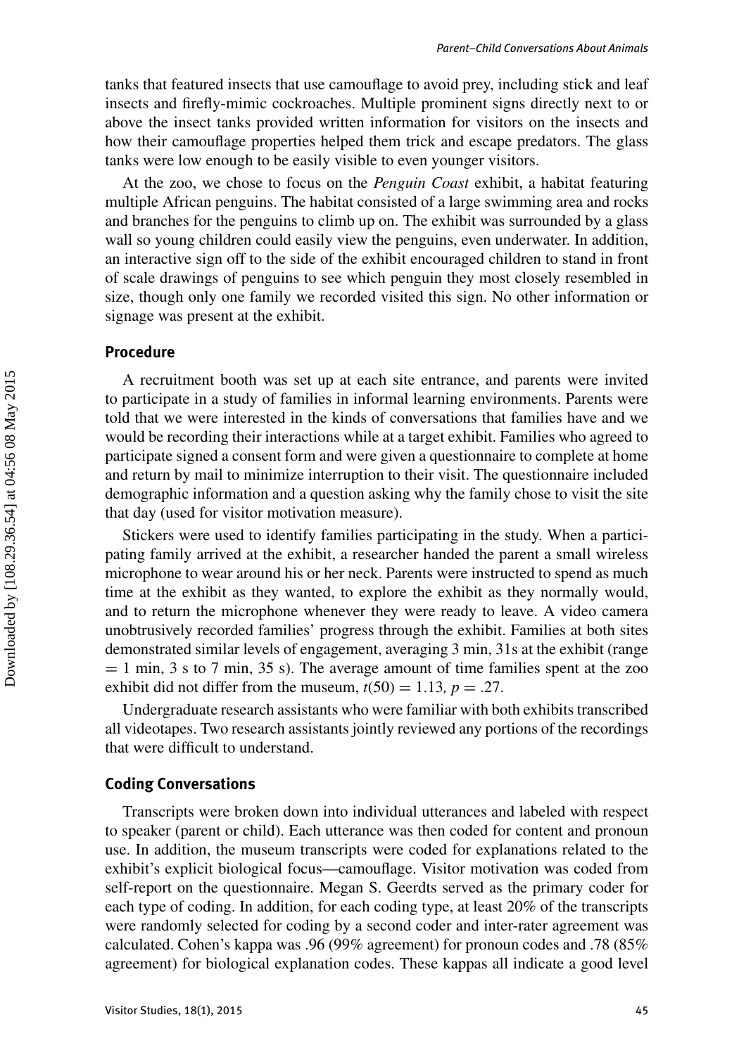tanks that featured insects that use camouflage to avoid prey, including stick and leaf insects and firefly-mimic cockroaches. Multiple prominent signs directly next to or above the insect tanks provided written information for visitors on the insects and how their camouflage properties helped them trick and escape predators. The glass tanks were low enough to be easily visible to even younger visitors.

At the zoo, we chose to focus on the *Penguin Coast* exhibit, a habitat featuring multiple African penguins. The habitat consisted of a large swimming area and rocks and branches for the penguins to climb up on. The exhibit was surrounded by a glass wall so young children could easily view the penguins, even underwater. In addition, an interactive sign off to the side of the exhibit encouraged children to stand in front of scale drawings of penguins to see which penguin they most closely resembled in size, though only one family we recorded visited this sign. No other information or signage was present at the exhibit.

### Procedure

A recruitment booth was set up at each site entrance, and parents were invited to participate in a study of families in informal learning environments. Parents were told that we were interested in the kinds of conversations that families have and we would be recording their interactions while at a target exhibit. Families who agreed to participate signed a consent form and were given a questionnaire to complete at home and return by mail to minimize interruption to their visit. The questionnaire included demographic information and a question asking why the family chose to visit the site that day (used for visitor motivation measure).

Stickers were used to identify families participating in the study. When a participating family arrived at the exhibit, a researcher handed the parent a small wireless microphone to wear around his or her neck. Parents were instructed to spend as much time at the exhibit as they wanted, to explore the exhibit as they normally would, and to return the microphone whenever they were ready to leave. A video camera unobtrusively recorded families' progress through the exhibit. Families at both sites demonstrated similar levels of engagement, averaging 3 min, 31s at the exhibit (range = 1 min, 3 s to 7 min, 35 s). The average amount of time families spent at the zoo exhibit did not differ from the museum, $t(50) = 1.13$, $p = .27$.

Undergraduate research assistants who were familiar with both exhibits transcribed all videotapes. Two research assistants jointly reviewed any portions of the recordings that were difficult to understand.

### Coding Conversations

Transcripts were broken down into individual utterances and labeled with respect to speaker (parent or child). Each utterance was then coded for content and pronoun use. In addition, the museum transcripts were coded for explanations related to the exhibit's explicit biological focus—camouflage. Visitor motivation was coded from self-report on the questionnaire. Megan S. Geerdts served as the primary coder for each type of coding. In addition, for each coding type, at least 20% of the transcripts were randomly selected for coding by a second coder and inter-rater agreement was calculated. Cohen's kappa was .96 (99% agreement) for pronoun codes and .78 (85% agreement) for biological explanation codes. These kappas all indicate a good level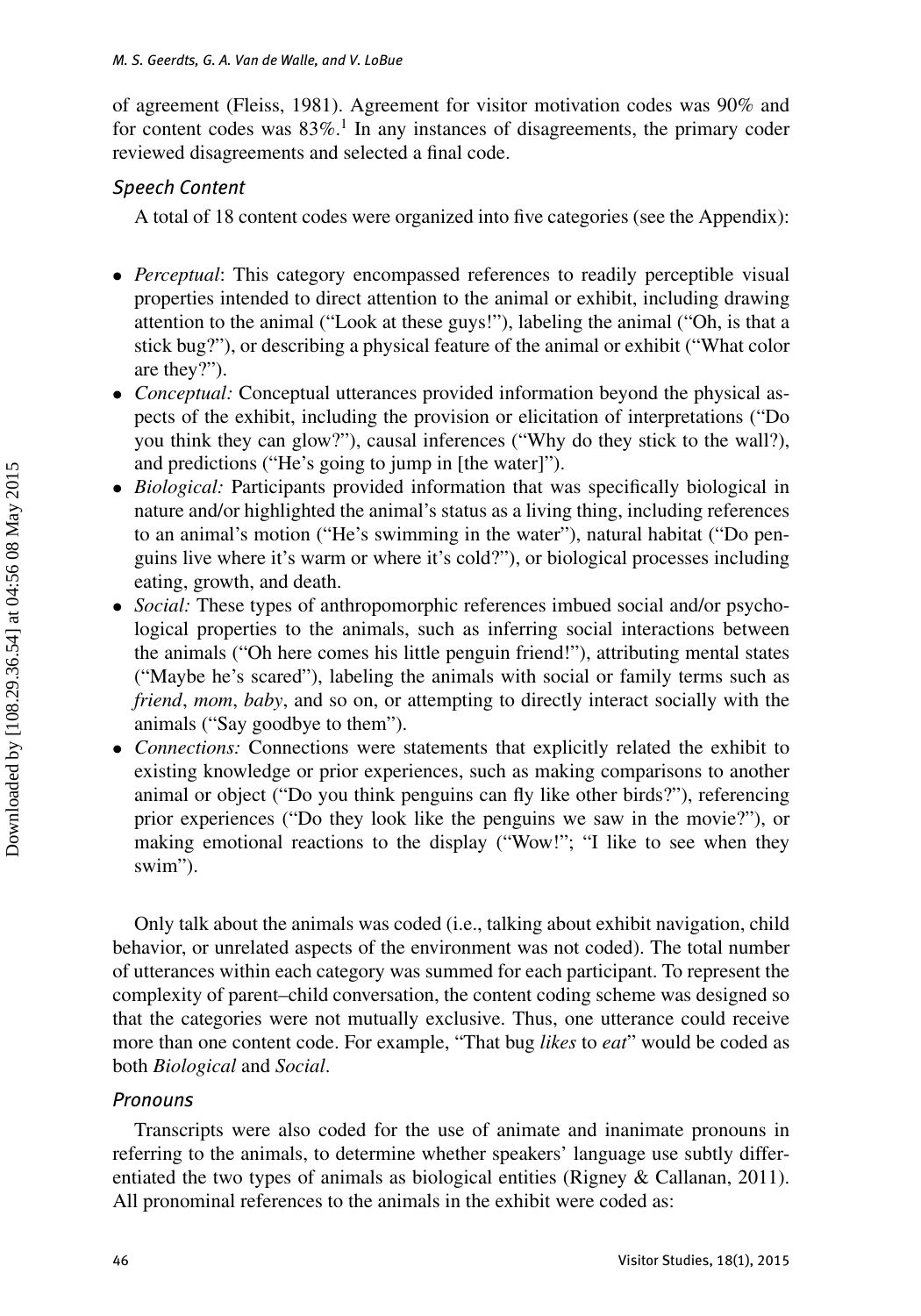of agreement (Fleiss, 1981). Agreement for visitor motivation codes was 90% and for content codes was 83%.[1] In any instances of disagreements, the primary coder reviewed disagreements and selected a final code.

### *Speech Content*

A total of 18 content codes were organized into five categories (see the Appendix):

- *Perceptual*: This category encompassed references to readily perceptible visual properties intended to direct attention to the animal or exhibit, including drawing attention to the animal ("Look at these guys!"), labeling the animal ("Oh, is that a stick bug?"), or describing a physical feature of the animal or exhibit ("What color are they?").
- *Conceptual:* Conceptual utterances provided information beyond the physical aspects of the exhibit, including the provision or elicitation of interpretations ("Do you think they can glow?"), causal inferences ("Why do they stick to the wall?), and predictions ("He's going to jump in [the water]").
- *Biological:* Participants provided information that was specifically biological in nature and/or highlighted the animal's status as a living thing, including references to an animal's motion ("He's swimming in the water"), natural habitat ("Do penguins live where it's warm or where it's cold?"), or biological processes including eating, growth, and death.
- *Social:* These types of anthropomorphic references imbued social and/or psychological properties to the animals, such as inferring social interactions between the animals ("Oh here comes his little penguin friend!"), attributing mental states ("Maybe he's scared"), labeling the animals with social or family terms such as *friend*, *mom*, *baby*, and so on, or attempting to directly interact socially with the animals ("Say goodbye to them").
- *Connections:* Connections were statements that explicitly related the exhibit to existing knowledge or prior experiences, such as making comparisons to another animal or object ("Do you think penguins can fly like other birds?"), referencing prior experiences ("Do they look like the penguins we saw in the movie?"), or making emotional reactions to the display ("Wow!"; "I like to see when they swim").

Only talk about the animals was coded (i.e., talking about exhibit navigation, child behavior, or unrelated aspects of the environment was not coded). The total number of utterances within each category was summed for each participant. To represent the complexity of parent–child conversation, the content coding scheme was designed so that the categories were not mutually exclusive. Thus, one utterance could receive more than one content code. For example, "That bug *likes* to *eat*" would be coded as both *Biological* and *Social*.

### *Pronouns*

Transcripts were also coded for the use of animate and inanimate pronouns in referring to the animals, to determine whether speakers' language use subtly differentiated the two types of animals as biological entities (Rigney & Callanan, 2011). All pronominal references to the animals in the exhibit were coded as: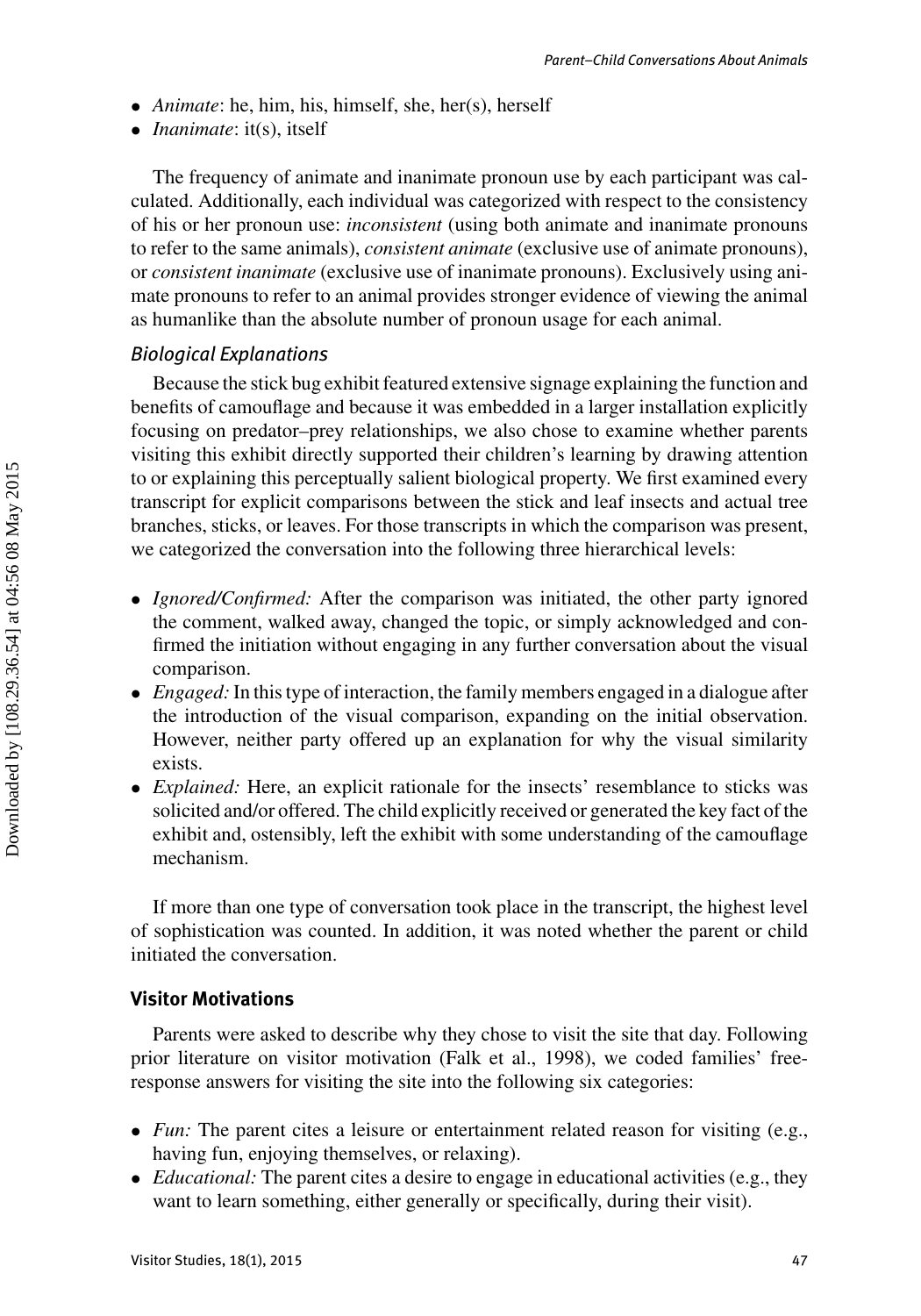- *Animate*: he, him, his, himself, she, her(s), herself
- *Inanimate*: it(s), itself

The frequency of animate and inanimate pronoun use by each participant was calculated. Additionally, each individual was categorized with respect to the consistency of his or her pronoun use: *inconsistent* (using both animate and inanimate pronouns to refer to the same animals), *consistent animate* (exclusive use of animate pronouns), or *consistent inanimate* (exclusive use of inanimate pronouns). Exclusively using animate pronouns to refer to an animal provides stronger evidence of viewing the animal as humanlike than the absolute number of pronoun usage for each animal.

### *Biological Explanations*

Because the stick bug exhibit featured extensive signage explaining the function and benefits of camouflage and because it was embedded in a larger installation explicitly focusing on predator–prey relationships, we also chose to examine whether parents visiting this exhibit directly supported their children's learning by drawing attention to or explaining this perceptually salient biological property. We first examined every transcript for explicit comparisons between the stick and leaf insects and actual tree branches, sticks, or leaves. For those transcripts in which the comparison was present, we categorized the conversation into the following three hierarchical levels:

- *Ignored/Confirmed:* After the comparison was initiated, the other party ignored the comment, walked away, changed the topic, or simply acknowledged and confirmed the initiation without engaging in any further conversation about the visual comparison.
- *Engaged:* In this type of interaction, the family members engaged in a dialogue after the introduction of the visual comparison, expanding on the initial observation. However, neither party offered up an explanation for why the visual similarity exists.
- *Explained:* Here, an explicit rationale for the insects' resemblance to sticks was solicited and/or offered. The child explicitly received or generated the key fact of the exhibit and, ostensibly, left the exhibit with some understanding of the camouflage mechanism.

If more than one type of conversation took place in the transcript, the highest level of sophistication was counted. In addition, it was noted whether the parent or child initiated the conversation.

## **Visitor Motivations**

Parents were asked to describe why they chose to visit the site that day. Following prior literature on visitor motivation (Falk et al., 1998), we coded families' free-response answers for visiting the site into the following six categories:

- *Fun:* The parent cites a leisure or entertainment related reason for visiting (e.g., having fun, enjoying themselves, or relaxing).
- *Educational:* The parent cites a desire to engage in educational activities (e.g., they want to learn something, either generally or specifically, during their visit).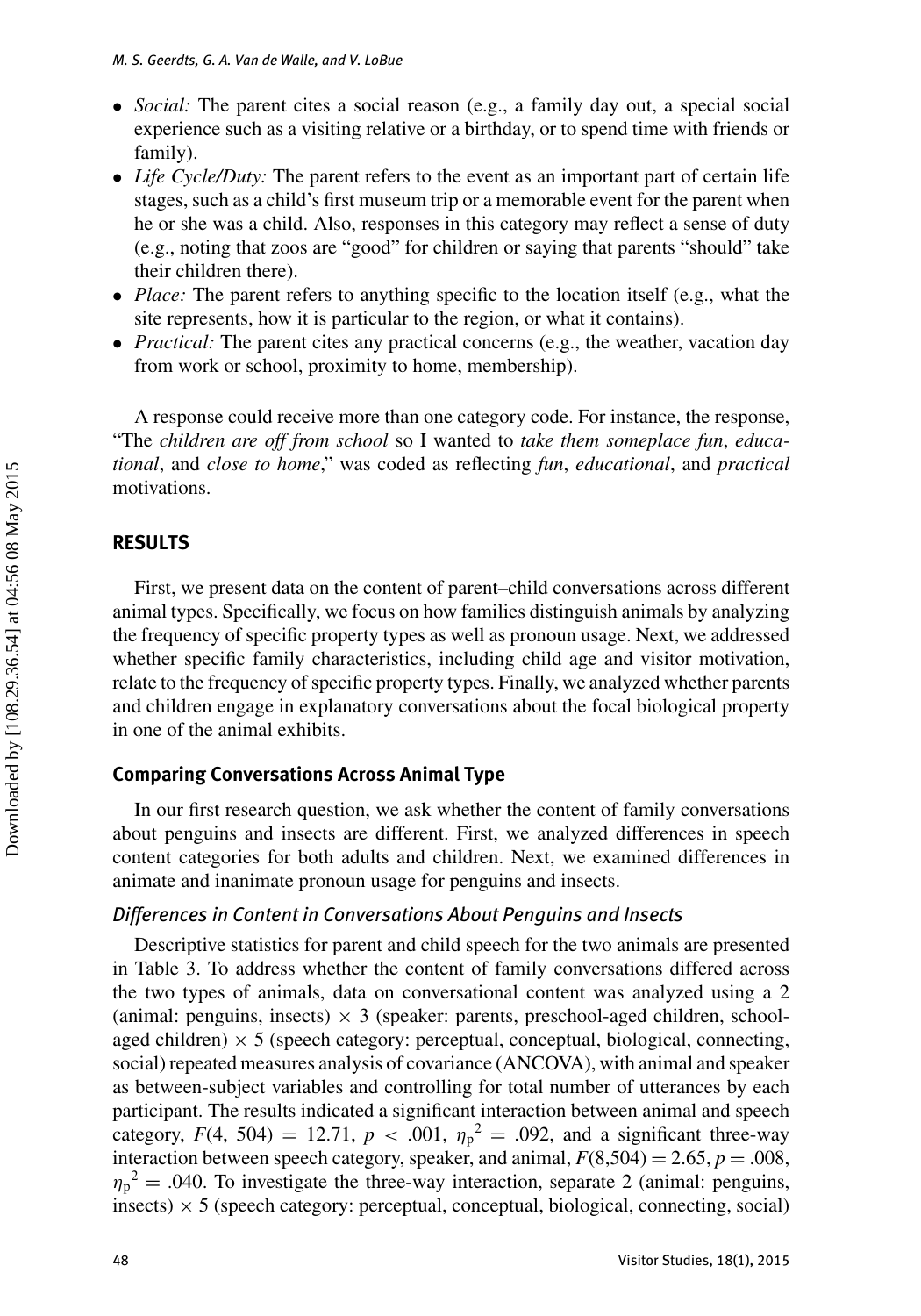- *Social:* The parent cites a social reason (e.g., a family day out, a special social experience such as a visiting relative or a birthday, or to spend time with friends or family).
- *Life Cycle/Duty:* The parent refers to the event as an important part of certain life stages, such as a child's first museum trip or a memorable event for the parent when he or she was a child. Also, responses in this category may reflect a sense of duty (e.g., noting that zoos are "good" for children or saying that parents "should" take their children there).
- *Place:* The parent refers to anything specific to the location itself (e.g., what the site represents, how it is particular to the region, or what it contains).
- *Practical:* The parent cites any practical concerns (e.g., the weather, vacation day from work or school, proximity to home, membership).

A response could receive more than one category code. For instance, the response, "The *children are off from school* so I wanted to *take them someplace fun*, *educational*, and *close to home*," was coded as reflecting *fun*, *educational*, and *practical* motivations.

## RESULTS

First, we present data on the content of parent–child conversations across different animal types. Specifically, we focus on how families distinguish animals by analyzing the frequency of specific property types as well as pronoun usage. Next, we addressed whether specific family characteristics, including child age and visitor motivation, relate to the frequency of specific property types. Finally, we analyzed whether parents and children engage in explanatory conversations about the focal biological property in one of the animal exhibits.

### Comparing Conversations Across Animal Type

In our first research question, we ask whether the content of family conversations about penguins and insects are different. First, we analyzed differences in speech content categories for both adults and children. Next, we examined differences in animate and inanimate pronoun usage for penguins and insects.

#### *Differences in Content in Conversations About Penguins and Insects*

Descriptive statistics for parent and child speech for the two animals are presented in Table 3. To address whether the content of family conversations differed across the two types of animals, data on conversational content was analyzed using a 2 (animal: penguins, insects) × 3 (speaker: parents, preschool-aged children, school-aged children) × 5 (speech category: perceptual, conceptual, biological, connecting, social) repeated measures analysis of covariance (ANCOVA), with animal and speaker as between-subject variables and controlling for total number of utterances by each participant. The results indicated a significant interaction between animal and speech category, $F(4, 504) = 12.71$, $p < .001$, $\eta_p^2 = .092$, and a significant three-way interaction between speech category, speaker, and animal, $F(8,504) = 2.65$, $p = .008$, $\eta_p^2 = .040$. To investigate the three-way interaction, separate 2 (animal: penguins, insects) × 5 (speech category: perceptual, conceptual, biological, connecting, social)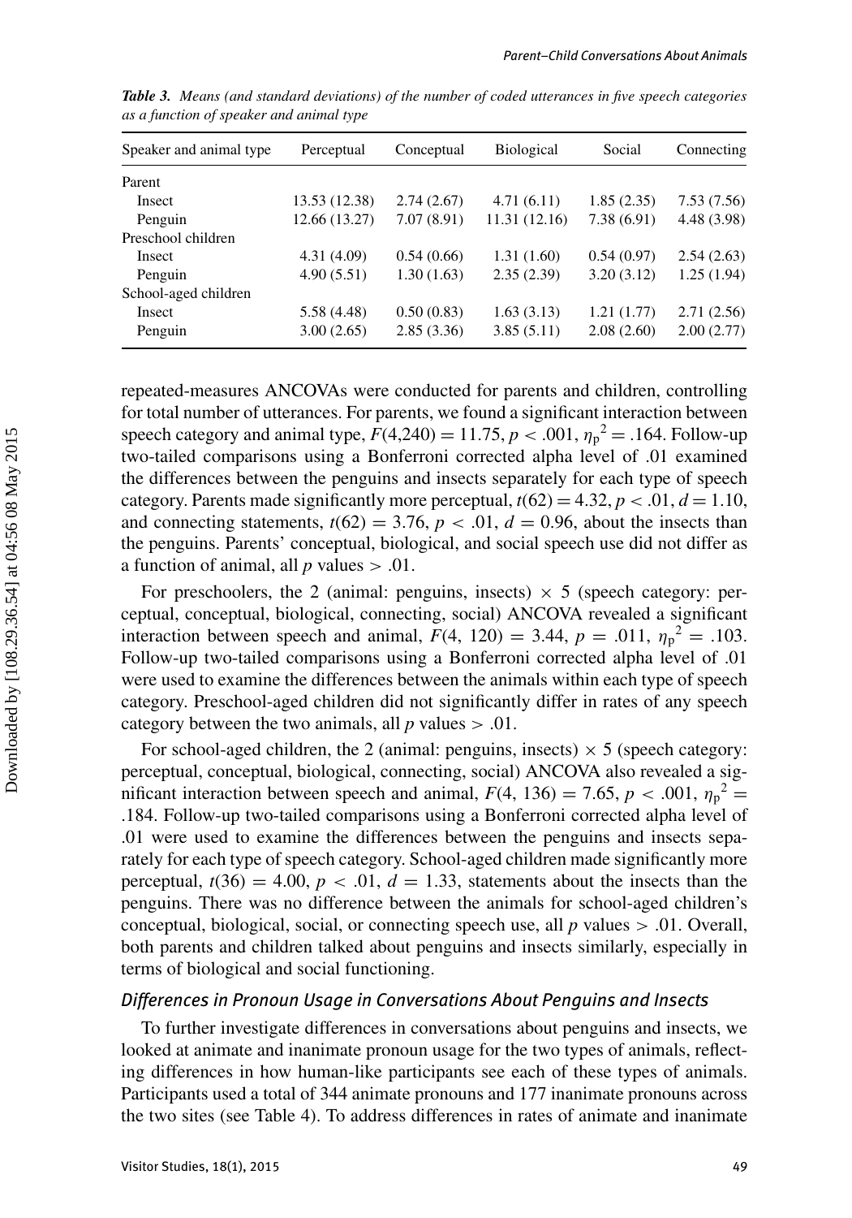***Table 3.*** *Means (and standard deviations) of the number of coded utterances in five speech categories as a function of speaker and animal type*

| Speaker and animal type | Perceptual | Conceptual | Biological | Social | Connecting |
|---|---|---|---|---|---|
| Parent | | | | | |
| Insect | 13.53 (12.38) | 2.74 (2.67) | 4.71 (6.11) | 1.85 (2.35) | 7.53 (7.56) |
| Penguin | 12.66 (13.27) | 7.07 (8.91) | 11.31 (12.16) | 7.38 (6.91) | 4.48 (3.98) |
| Preschool children | | | | | |
| Insect | 4.31 (4.09) | 0.54 (0.66) | 1.31 (1.60) | 0.54 (0.97) | 2.54 (2.63) |
| Penguin | 4.90 (5.51) | 1.30 (1.63) | 2.35 (2.39) | 3.20 (3.12) | 1.25 (1.94) |
| School-aged children | | | | | |
| Insect | 5.58 (4.48) | 0.50 (0.83) | 1.63 (3.13) | 1.21 (1.77) | 2.71 (2.56) |
| Penguin | 3.00 (2.65) | 2.85 (3.36) | 3.85 (5.11) | 2.08 (2.60) | 2.00 (2.77) |

repeated-measures ANCOVAs were conducted for parents and children, controlling for total number of utterances. For parents, we found a significant interaction between speech category and animal type, $F(4,240) = 11.75$, $p < .001$, $\eta_p^2 = .164$. Follow-up two-tailed comparisons using a Bonferroni corrected alpha level of .01 examined the differences between the penguins and insects separately for each type of speech category. Parents made significantly more perceptual, $t(62) = 4.32$, $p < .01$, $d = 1.10$, and connecting statements, $t(62) = 3.76$, $p < .01$, $d = 0.96$, about the insects than the penguins. Parents' conceptual, biological, and social speech use did not differ as a function of animal, all $p$ values $> .01$.

For preschoolers, the 2 (animal: penguins, insects) $\times$ 5 (speech category: perceptual, conceptual, biological, connecting, social) ANCOVA revealed a significant interaction between speech and animal, $F(4, 120) = 3.44$, $p = .011$, $\eta_p^2 = .103$. Follow-up two-tailed comparisons using a Bonferroni corrected alpha level of .01 were used to examine the differences between the animals within each type of speech category. Preschool-aged children did not significantly differ in rates of any speech category between the two animals, all $p$ values $> .01$.

For school-aged children, the 2 (animal: penguins, insects) $\times$ 5 (speech category: perceptual, conceptual, biological, connecting, social) ANCOVA also revealed a significant interaction between speech and animal, $F(4, 136) = 7.65$, $p < .001$, $\eta_p^2 = .184$. Follow-up two-tailed comparisons using a Bonferroni corrected alpha level of .01 were used to examine the differences between the penguins and insects separately for each type of speech category. School-aged children made significantly more perceptual, $t(36) = 4.00$, $p < .01$, $d = 1.33$, statements about the insects than the penguins. There was no difference between the animals for school-aged children's conceptual, biological, social, or connecting speech use, all $p$ values $> .01$. Overall, both parents and children talked about penguins and insects similarly, especially in terms of biological and social functioning.

### *Differences in Pronoun Usage in Conversations About Penguins and Insects*

To further investigate differences in conversations about penguins and insects, we looked at animate and inanimate pronoun usage for the two types of animals, reflecting differences in how human-like participants see each of these types of animals. Participants used a total of 344 animate pronouns and 177 inanimate pronouns across the two sites (see Table 4). To address differences in rates of animate and inanimate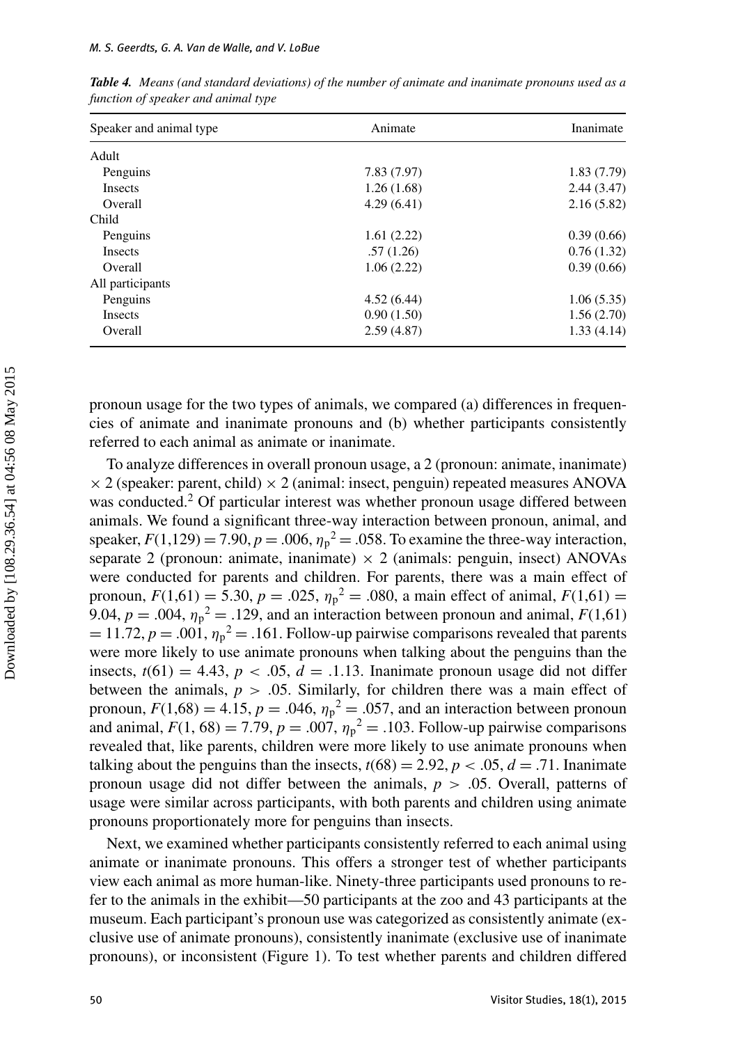***Table 4.*** *Means (and standard deviations) of the number of animate and inanimate pronouns used as a function of speaker and animal type*

| Speaker and animal type | Animate | Inanimate |
|---|---|---|
| Adult | | |
| Penguins | 7.83 (7.97) | 1.83 (7.79) |
| Insects | 1.26 (1.68) | 2.44 (3.47) |
| Overall | 4.29 (6.41) | 2.16 (5.82) |
| Child | | |
| Penguins | 1.61 (2.22) | 0.39 (0.66) |
| Insects | .57 (1.26) | 0.76 (1.32) |
| Overall | 1.06 (2.22) | 0.39 (0.66) |
| All participants | | |
| Penguins | 4.52 (6.44) | 1.06 (5.35) |
| Insects | 0.90 (1.50) | 1.56 (2.70) |
| Overall | 2.59 (4.87) | 1.33 (4.14) |

pronoun usage for the two types of animals, we compared (a) differences in frequencies of animate and inanimate pronouns and (b) whether participants consistently referred to each animal as animate or inanimate.

To analyze differences in overall pronoun usage, a 2 (pronoun: animate, inanimate) $\times$ 2 (speaker: parent, child) $\times$ 2 (animal: insect, penguin) repeated measures ANOVA was conducted.[2] Of particular interest was whether pronoun usage differed between animals. We found a significant three-way interaction between pronoun, animal, and speaker, $F(1,129) = 7.90$, $p = .006$, $\eta_p^2 = .058$. To examine the three-way interaction, separate 2 (pronoun: animate, inanimate) $\times$ 2 (animals: penguin, insect) ANOVAs were conducted for parents and children. For parents, there was a main effect of pronoun, $F(1,61) = 5.30$, $p = .025$, $\eta_p^2 = .080$, a main effect of animal, $F(1,61) = 9.04$, $p = .004$, $\eta_p^2 = .129$, and an interaction between pronoun and animal, $F(1,61) = 11.72$, $p = .001$, $\eta_p^2 = .161$. Follow-up pairwise comparisons revealed that parents were more likely to use animate pronouns when talking about the penguins than the insects, $t(61) = 4.43$, $p < .05$, $d = .1.13$. Inanimate pronoun usage did not differ between the animals, $p > .05$. Similarly, for children there was a main effect of pronoun, $F(1,68) = 4.15$, $p = .046$, $\eta_p^2 = .057$, and an interaction between pronoun and animal, $F(1, 68) = 7.79$, $p = .007$, $\eta_p^2 = .103$. Follow-up pairwise comparisons revealed that, like parents, children were more likely to use animate pronouns when talking about the penguins than the insects, $t(68) = 2.92$, $p < .05$, $d = .71$. Inanimate pronoun usage did not differ between the animals, $p > .05$. Overall, patterns of usage were similar across participants, with both parents and children using animate pronouns proportionately more for penguins than insects.

Next, we examined whether participants consistently referred to each animal using animate or inanimate pronouns. This offers a stronger test of whether participants view each animal as more human-like. Ninety-three participants used pronouns to refer to the animals in the exhibit—50 participants at the zoo and 43 participants at the museum. Each participant's pronoun use was categorized as consistently animate (exclusive use of animate pronouns), consistently inanimate (exclusive use of inanimate pronouns), or inconsistent (Figure 1). To test whether parents and children differed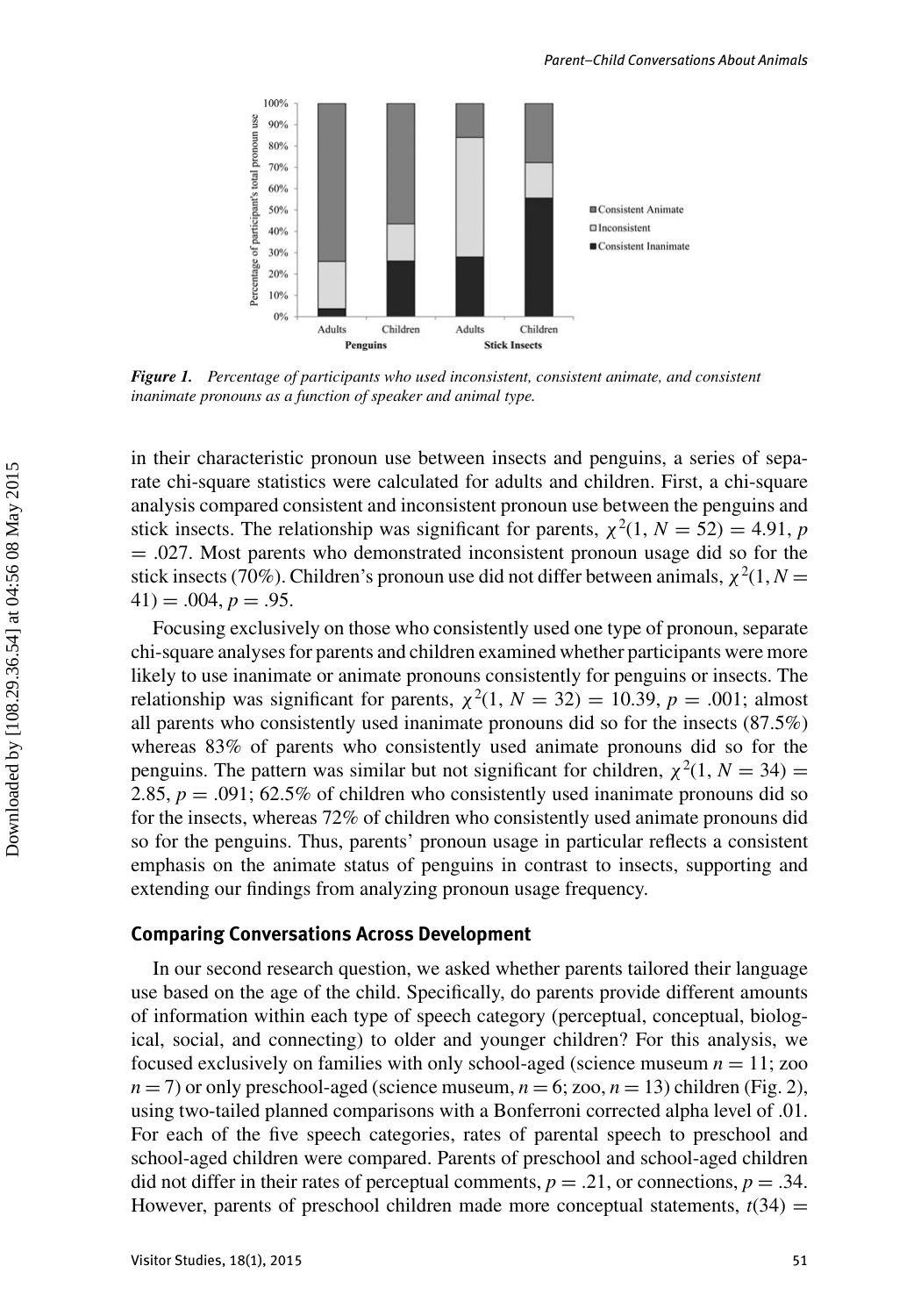*Figure 1.* *Percentage of participants who used inconsistent, consistent animate, and consistent inanimate pronouns as a function of speaker and animal type.*

in their characteristic pronoun use between insects and penguins, a series of separate chi-square statistics were calculated for adults and children. First, a chi-square analysis compared consistent and inconsistent pronoun use between the penguins and stick insects. The relationship was significant for parents, $\chi^2(1, N = 52) = 4.91$, $p = .027$. Most parents who demonstrated inconsistent pronoun usage did so for the stick insects (70%). Children's pronoun use did not differ between animals, $\chi^2(1, N = 41) = .004$, $p = .95$.

Focusing exclusively on those who consistently used one type of pronoun, separate chi-square analyses for parents and children examined whether participants were more likely to use inanimate or animate pronouns consistently for penguins or insects. The relationship was significant for parents, $\chi^2(1, N = 32) = 10.39$, $p = .001$; almost all parents who consistently used inanimate pronouns did so for the insects (87.5%) whereas 83% of parents who consistently used animate pronouns did so for the penguins. The pattern was similar but not significant for children, $\chi^2(1, N = 34) = 2.85$, $p = .091$; 62.5% of children who consistently used inanimate pronouns did so for the insects, whereas 72% of children who consistently used animate pronouns did so for the penguins. Thus, parents' pronoun usage in particular reflects a consistent emphasis on the animate status of penguins in contrast to insects, supporting and extending our findings from analyzing pronoun usage frequency.

## Comparing Conversations Across Development

In our second research question, we asked whether parents tailored their language use based on the age of the child. Specifically, do parents provide different amounts of information within each type of speech category (perceptual, conceptual, biological, social, and connecting) to older and younger children? For this analysis, we focused exclusively on families with only school-aged (science museum $n = 11$; zoo $n = 7$) or only preschool-aged (science museum, $n = 6$; zoo, $n = 13$) children (Fig. 2), using two-tailed planned comparisons with a Bonferroni corrected alpha level of .01. For each of the five speech categories, rates of parental speech to preschool and school-aged children were compared. Parents of preschool and school-aged children did not differ in their rates of perceptual comments, $p = .21$, or connections, $p = .34$. However, parents of preschool children made more conceptual statements, $t(34) =$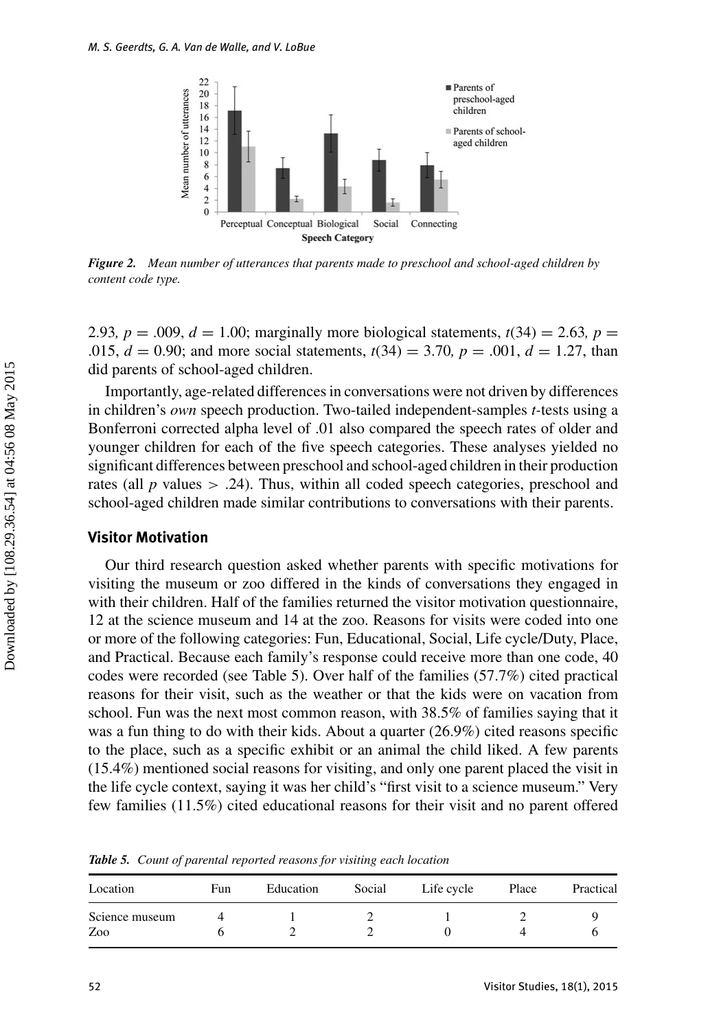*Figure 2. Mean number of utterances that parents made to preschool and school-aged children by content code type.*

2.93, $p = .009$, $d = 1.00$; marginally more biological statements, $t(34) = 2.63$, $p = .015$, $d = 0.90$; and more social statements, $t(34) = 3.70$, $p = .001$, $d = 1.27$, than did parents of school-aged children.

Importantly, age-related differences in conversations were not driven by differences in children's *own* speech production. Two-tailed independent-samples *t*-tests using a Bonferroni corrected alpha level of .01 also compared the speech rates of older and younger children for each of the five speech categories. These analyses yielded no significant differences between preschool and school-aged children in their production rates (all $p$ values $> .24$). Thus, within all coded speech categories, preschool and school-aged children made similar contributions to conversations with their parents.

## Visitor Motivation

Our third research question asked whether parents with specific motivations for visiting the museum or zoo differed in the kinds of conversations they engaged in with their children. Half of the families returned the visitor motivation questionnaire, 12 at the science museum and 14 at the zoo. Reasons for visits were coded into one or more of the following categories: Fun, Educational, Social, Life cycle/Duty, Place, and Practical. Because each family's response could receive more than one code, 40 codes were recorded (see Table 5). Over half of the families (57.7%) cited practical reasons for their visit, such as the weather or that the kids were on vacation from school. Fun was the next most common reason, with 38.5% of families saying that it was a fun thing to do with their kids. About a quarter (26.9%) cited reasons specific to the place, such as a specific exhibit or an animal the child liked. A few parents (15.4%) mentioned social reasons for visiting, and only one parent placed the visit in the life cycle context, saying it was her child's "first visit to a science museum." Very few families (11.5%) cited educational reasons for their visit and no parent offered

*Table 5. Count of parental reported reasons for visiting each location*

| Location | Fun | Education | Social | Life cycle | Place | Practical |
|---|---|---|---|---|---|---|
| Science museum | 4 | 1 | 2 | 1 | 2 | 9 |
| Zoo | 6 | 2 | 2 | 0 | 4 | 6 |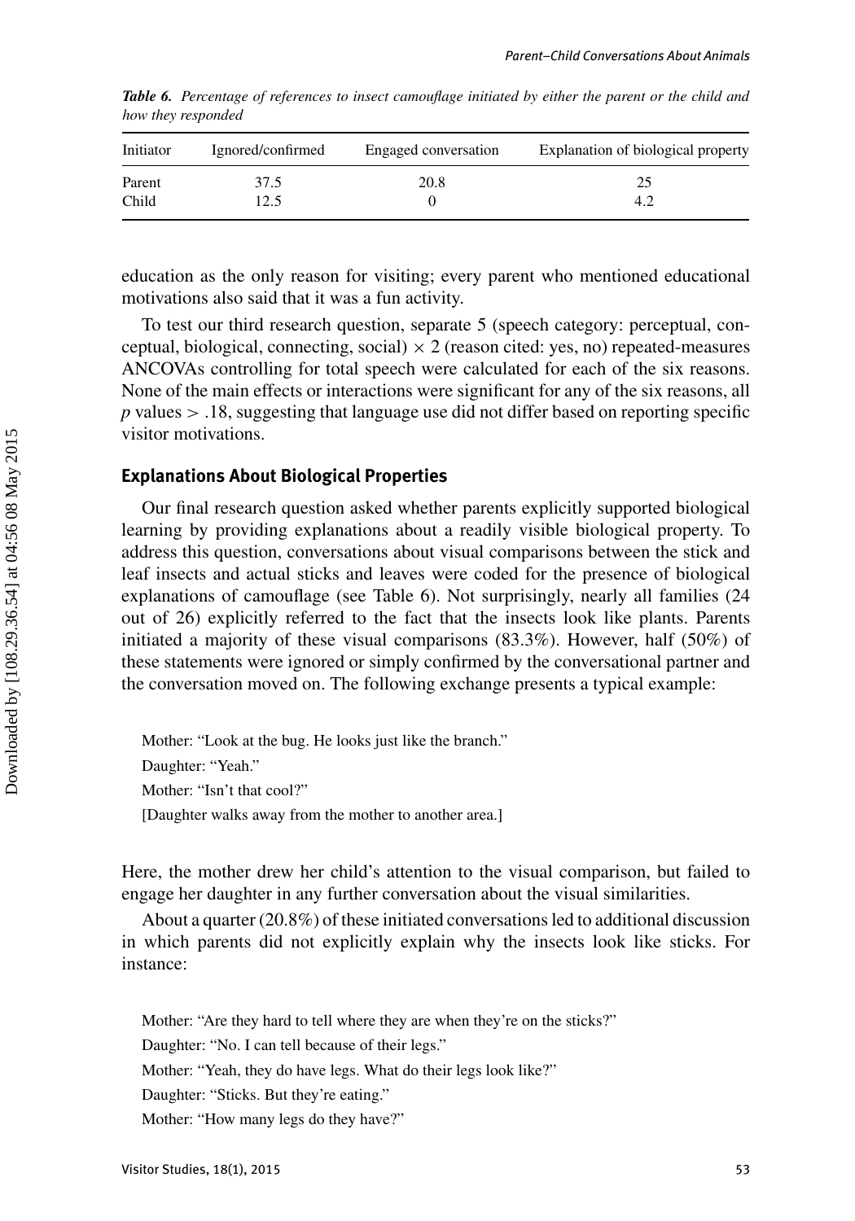*Table 6. Percentage of references to insect camouflage initiated by either the parent or the child and how they responded*

| Initiator | Ignored/confirmed | Engaged conversation | Explanation of biological property |
|---|---|---|---|
| Parent | 37.5 | 20.8 | 25 |
| Child | 12.5 | 0 | 4.2 |

education as the only reason for visiting; every parent who mentioned educational motivations also said that it was a fun activity.

To test our third research question, separate 5 (speech category: perceptual, conceptual, biological, connecting, social) $\times$ 2 (reason cited: yes, no) repeated-measures ANCOVAs controlling for total speech were calculated for each of the six reasons. None of the main effects or interactions were significant for any of the six reasons, all $p$ values $> .18$, suggesting that language use did not differ based on reporting specific visitor motivations.

## Explanations About Biological Properties

Our final research question asked whether parents explicitly supported biological learning by providing explanations about a readily visible biological property. To address this question, conversations about visual comparisons between the stick and leaf insects and actual sticks and leaves were coded for the presence of biological explanations of camouflage (see Table 6). Not surprisingly, nearly all families (24 out of 26) explicitly referred to the fact that the insects look like plants. Parents initiated a majority of these visual comparisons (83.3%). However, half (50%) of these statements were ignored or simply confirmed by the conversational partner and the conversation moved on. The following exchange presents a typical example:

Mother: "Look at the bug. He looks just like the branch."
Daughter: "Yeah."
Mother: "Isn't that cool?"
[Daughter walks away from the mother to another area.]

Here, the mother drew her child's attention to the visual comparison, but failed to engage her daughter in any further conversation about the visual similarities.

About a quarter (20.8%) of these initiated conversations led to additional discussion in which parents did not explicitly explain why the insects look like sticks. For instance:

Mother: "Are they hard to tell where they are when they're on the sticks?"
Daughter: "No. I can tell because of their legs."
Mother: "Yeah, they do have legs. What do their legs look like?"
Daughter: "Sticks. But they're eating."
Mother: "How many legs do they have?"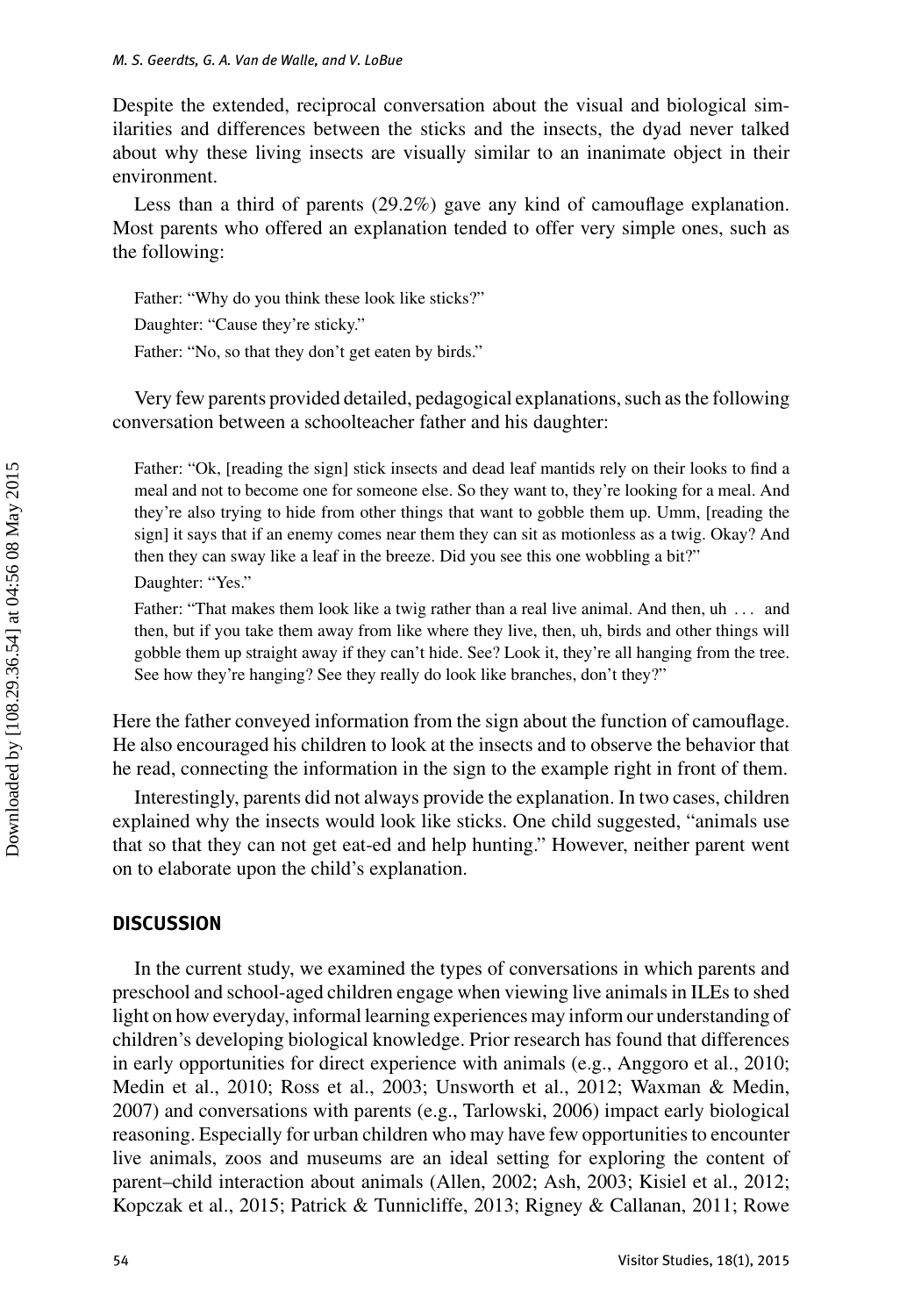Despite the extended, reciprocal conversation about the visual and biological similarities and differences between the sticks and the insects, the dyad never talked about why these living insects are visually similar to an inanimate object in their environment.

Less than a third of parents (29.2%) gave any kind of camouflage explanation. Most parents who offered an explanation tended to offer very simple ones, such as the following:

> Father: "Why do you think these look like sticks?"
>
> Daughter: "Cause they're sticky."
>
> Father: "No, so that they don't get eaten by birds."

Very few parents provided detailed, pedagogical explanations, such as the following conversation between a schoolteacher father and his daughter:

> Father: "Ok, [reading the sign] stick insects and dead leaf mantids rely on their looks to find a meal and not to become one for someone else. So they want to, they're looking for a meal. And they're also trying to hide from other things that want to gobble them up. Umm, [reading the sign] it says that if an enemy comes near them they can sit as motionless as a twig. Okay? And then they can sway like a leaf in the breeze. Did you see this one wobbling a bit?"
>
> Daughter: "Yes."
>
> Father: "That makes them look like a twig rather than a real live animal. And then, uh ... and then, but if you take them away from like where they live, then, uh, birds and other things will gobble them up straight away if they can't hide. See? Look it, they're all hanging from the tree. See how they're hanging? See they really do look like branches, don't they?"

Here the father conveyed information from the sign about the function of camouflage. He also encouraged his children to look at the insects and to observe the behavior that he read, connecting the information in the sign to the example right in front of them.

Interestingly, parents did not always provide the explanation. In two cases, children explained why the insects would look like sticks. One child suggested, "animals use that so that they can not get eat-ed and help hunting." However, neither parent went on to elaborate upon the child's explanation.

## DISCUSSION

In the current study, we examined the types of conversations in which parents and preschool and school-aged children engage when viewing live animals in ILEs to shed light on how everyday, informal learning experiences may inform our understanding of children's developing biological knowledge. Prior research has found that differences in early opportunities for direct experience with animals (e.g., Anggoro et al., 2010; Medin et al., 2010; Ross et al., 2003; Unsworth et al., 2012; Waxman & Medin, 2007) and conversations with parents (e.g., Tarlowski, 2006) impact early biological reasoning. Especially for urban children who may have few opportunities to encounter live animals, zoos and museums are an ideal setting for exploring the content of parent–child interaction about animals (Allen, 2002; Ash, 2003; Kisiel et al., 2012; Kopczak et al., 2015; Patrick & Tunnicliffe, 2013; Rigney & Callanan, 2011; Rowe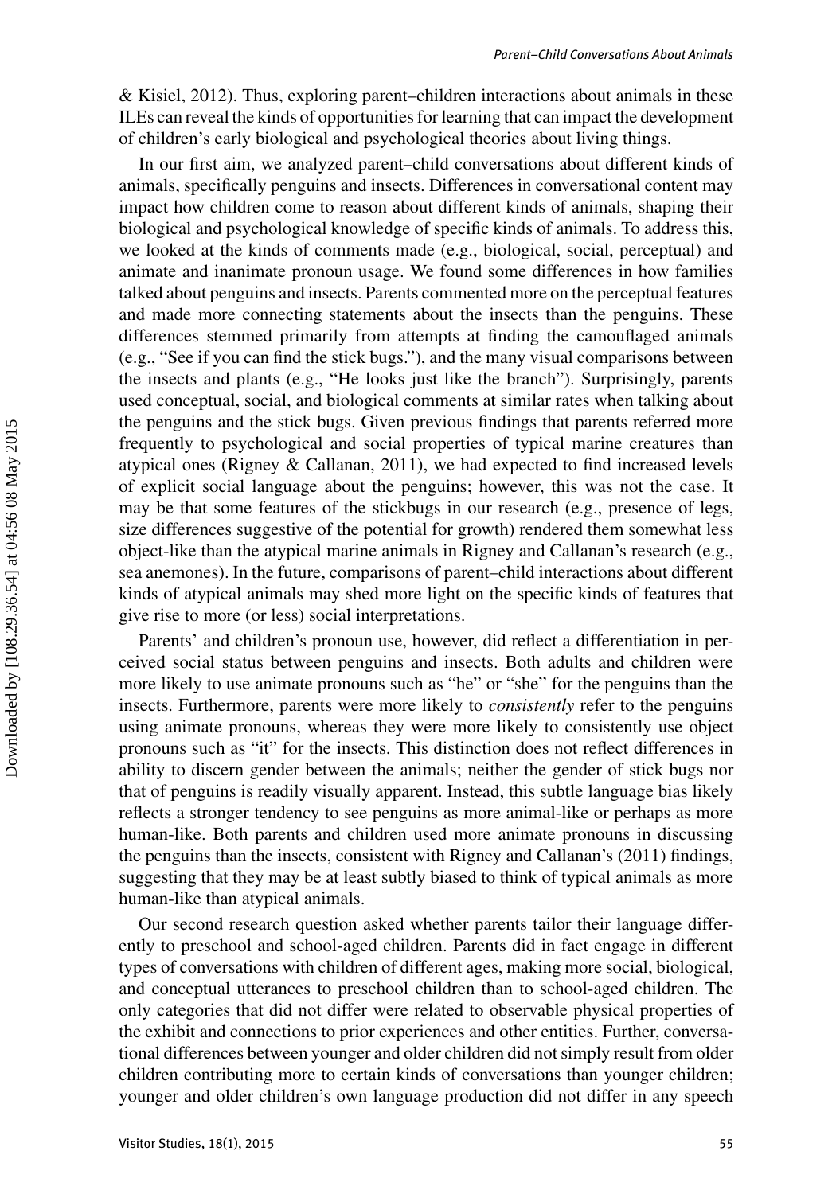& Kisiel, 2012). Thus, exploring parent–children interactions about animals in these ILEs can reveal the kinds of opportunities for learning that can impact the development of children's early biological and psychological theories about living things.

In our first aim, we analyzed parent–child conversations about different kinds of animals, specifically penguins and insects. Differences in conversational content may impact how children come to reason about different kinds of animals, shaping their biological and psychological knowledge of specific kinds of animals. To address this, we looked at the kinds of comments made (e.g., biological, social, perceptual) and animate and inanimate pronoun usage. We found some differences in how families talked about penguins and insects. Parents commented more on the perceptual features and made more connecting statements about the insects than the penguins. These differences stemmed primarily from attempts at finding the camouflaged animals (e.g., "See if you can find the stick bugs."), and the many visual comparisons between the insects and plants (e.g., "He looks just like the branch"). Surprisingly, parents used conceptual, social, and biological comments at similar rates when talking about the penguins and the stick bugs. Given previous findings that parents referred more frequently to psychological and social properties of typical marine creatures than atypical ones (Rigney & Callanan, 2011), we had expected to find increased levels of explicit social language about the penguins; however, this was not the case. It may be that some features of the stickbugs in our research (e.g., presence of legs, size differences suggestive of the potential for growth) rendered them somewhat less object-like than the atypical marine animals in Rigney and Callanan's research (e.g., sea anemones). In the future, comparisons of parent–child interactions about different kinds of atypical animals may shed more light on the specific kinds of features that give rise to more (or less) social interpretations.

Parents' and children's pronoun use, however, did reflect a differentiation in perceived social status between penguins and insects. Both adults and children were more likely to use animate pronouns such as "he" or "she" for the penguins than the insects. Furthermore, parents were more likely to *consistently* refer to the penguins using animate pronouns, whereas they were more likely to consistently use object pronouns such as "it" for the insects. This distinction does not reflect differences in ability to discern gender between the animals; neither the gender of stick bugs nor that of penguins is readily visually apparent. Instead, this subtle language bias likely reflects a stronger tendency to see penguins as more animal-like or perhaps as more human-like. Both parents and children used more animate pronouns in discussing the penguins than the insects, consistent with Rigney and Callanan's (2011) findings, suggesting that they may be at least subtly biased to think of typical animals as more human-like than atypical animals.

Our second research question asked whether parents tailor their language differently to preschool and school-aged children. Parents did in fact engage in different types of conversations with children of different ages, making more social, biological, and conceptual utterances to preschool children than to school-aged children. The only categories that did not differ were related to observable physical properties of the exhibit and connections to prior experiences and other entities. Further, conversational differences between younger and older children did not simply result from older children contributing more to certain kinds of conversations than younger children; younger and older children's own language production did not differ in any speech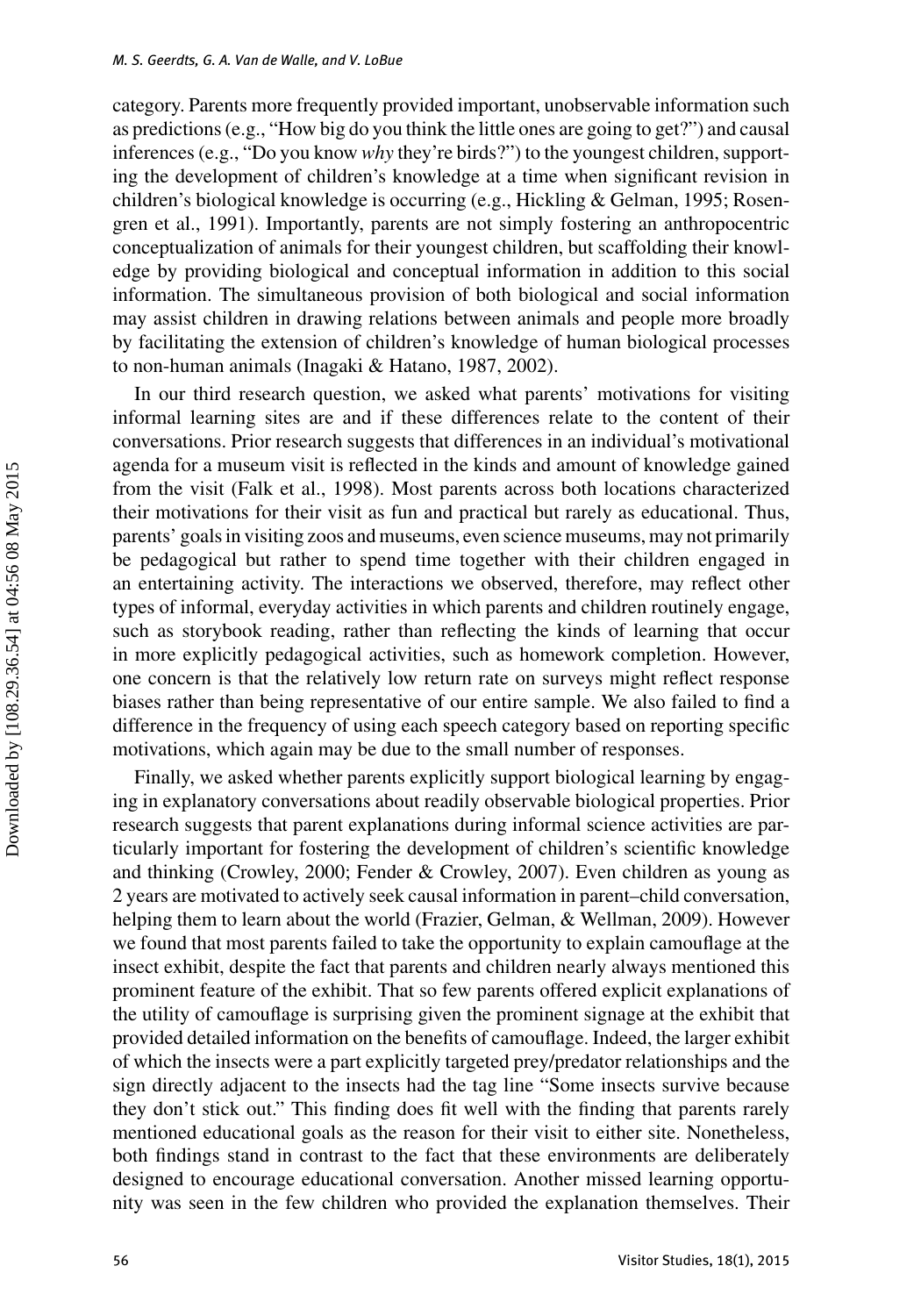category. Parents more frequently provided important, unobservable information such as predictions (e.g., "How big do you think the little ones are going to get?") and causal inferences (e.g., "Do you know *why* they're birds?") to the youngest children, supporting the development of children's knowledge at a time when significant revision in children's biological knowledge is occurring (e.g., Hickling & Gelman, 1995; Rosengren et al., 1991). Importantly, parents are not simply fostering an anthropocentric conceptualization of animals for their youngest children, but scaffolding their knowledge by providing biological and conceptual information in addition to this social information. The simultaneous provision of both biological and social information may assist children in drawing relations between animals and people more broadly by facilitating the extension of children's knowledge of human biological processes to non-human animals (Inagaki & Hatano, 1987, 2002).

In our third research question, we asked what parents' motivations for visiting informal learning sites are and if these differences relate to the content of their conversations. Prior research suggests that differences in an individual's motivational agenda for a museum visit is reflected in the kinds and amount of knowledge gained from the visit (Falk et al., 1998). Most parents across both locations characterized their motivations for their visit as fun and practical but rarely as educational. Thus, parents' goals in visiting zoos and museums, even science museums, may not primarily be pedagogical but rather to spend time together with their children engaged in an entertaining activity. The interactions we observed, therefore, may reflect other types of informal, everyday activities in which parents and children routinely engage, such as storybook reading, rather than reflecting the kinds of learning that occur in more explicitly pedagogical activities, such as homework completion. However, one concern is that the relatively low return rate on surveys might reflect response biases rather than being representative of our entire sample. We also failed to find a difference in the frequency of using each speech category based on reporting specific motivations, which again may be due to the small number of responses.

Finally, we asked whether parents explicitly support biological learning by engaging in explanatory conversations about readily observable biological properties. Prior research suggests that parent explanations during informal science activities are particularly important for fostering the development of children's scientific knowledge and thinking (Crowley, 2000; Fender & Crowley, 2007). Even children as young as 2 years are motivated to actively seek causal information in parent–child conversation, helping them to learn about the world (Frazier, Gelman, & Wellman, 2009). However we found that most parents failed to take the opportunity to explain camouflage at the insect exhibit, despite the fact that parents and children nearly always mentioned this prominent feature of the exhibit. That so few parents offered explicit explanations of the utility of camouflage is surprising given the prominent signage at the exhibit that provided detailed information on the benefits of camouflage. Indeed, the larger exhibit of which the insects were a part explicitly targeted prey/predator relationships and the sign directly adjacent to the insects had the tag line "Some insects survive because they don't stick out." This finding does fit well with the finding that parents rarely mentioned educational goals as the reason for their visit to either site. Nonetheless, both findings stand in contrast to the fact that these environments are deliberately designed to encourage educational conversation. Another missed learning opportunity was seen in the few children who provided the explanation themselves. Their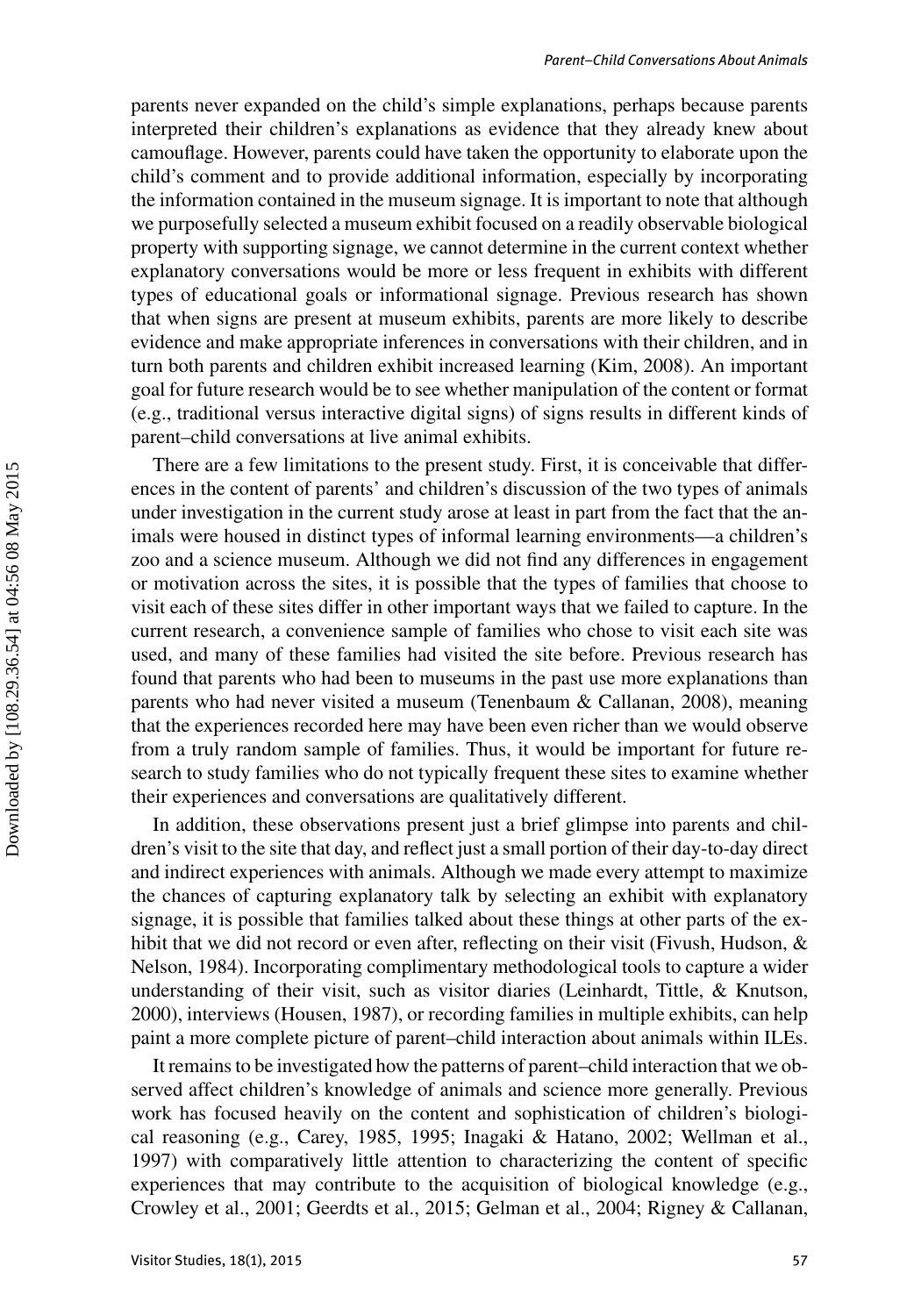parents never expanded on the child's simple explanations, perhaps because parents interpreted their children's explanations as evidence that they already knew about camouflage. However, parents could have taken the opportunity to elaborate upon the child's comment and to provide additional information, especially by incorporating the information contained in the museum signage. It is important to note that although we purposefully selected a museum exhibit focused on a readily observable biological property with supporting signage, we cannot determine in the current context whether explanatory conversations would be more or less frequent in exhibits with different types of educational goals or informational signage. Previous research has shown that when signs are present at museum exhibits, parents are more likely to describe evidence and make appropriate inferences in conversations with their children, and in turn both parents and children exhibit increased learning (Kim, 2008). An important goal for future research would be to see whether manipulation of the content or format (e.g., traditional versus interactive digital signs) of signs results in different kinds of parent–child conversations at live animal exhibits.

There are a few limitations to the present study. First, it is conceivable that differences in the content of parents' and children's discussion of the two types of animals under investigation in the current study arose at least in part from the fact that the animals were housed in distinct types of informal learning environments—a children's zoo and a science museum. Although we did not find any differences in engagement or motivation across the sites, it is possible that the types of families that choose to visit each of these sites differ in other important ways that we failed to capture. In the current research, a convenience sample of families who chose to visit each site was used, and many of these families had visited the site before. Previous research has found that parents who had been to museums in the past use more explanations than parents who had never visited a museum (Tenenbaum & Callanan, 2008), meaning that the experiences recorded here may have been even richer than we would observe from a truly random sample of families. Thus, it would be important for future research to study families who do not typically frequent these sites to examine whether their experiences and conversations are qualitatively different.

In addition, these observations present just a brief glimpse into parents and children's visit to the site that day, and reflect just a small portion of their day-to-day direct and indirect experiences with animals. Although we made every attempt to maximize the chances of capturing explanatory talk by selecting an exhibit with explanatory signage, it is possible that families talked about these things at other parts of the exhibit that we did not record or even after, reflecting on their visit (Fivush, Hudson, & Nelson, 1984). Incorporating complimentary methodological tools to capture a wider understanding of their visit, such as visitor diaries (Leinhardt, Tittle, & Knutson, 2000), interviews (Housen, 1987), or recording families in multiple exhibits, can help paint a more complete picture of parent–child interaction about animals within ILEs.

It remains to be investigated how the patterns of parent–child interaction that we observed affect children's knowledge of animals and science more generally. Previous work has focused heavily on the content and sophistication of children's biological reasoning (e.g., Carey, 1985, 1995; Inagaki & Hatano, 2002; Wellman et al., 1997) with comparatively little attention to characterizing the content of specific experiences that may contribute to the acquisition of biological knowledge (e.g., Crowley et al., 2001; Geerdts et al., 2015; Gelman et al., 2004; Rigney & Callanan,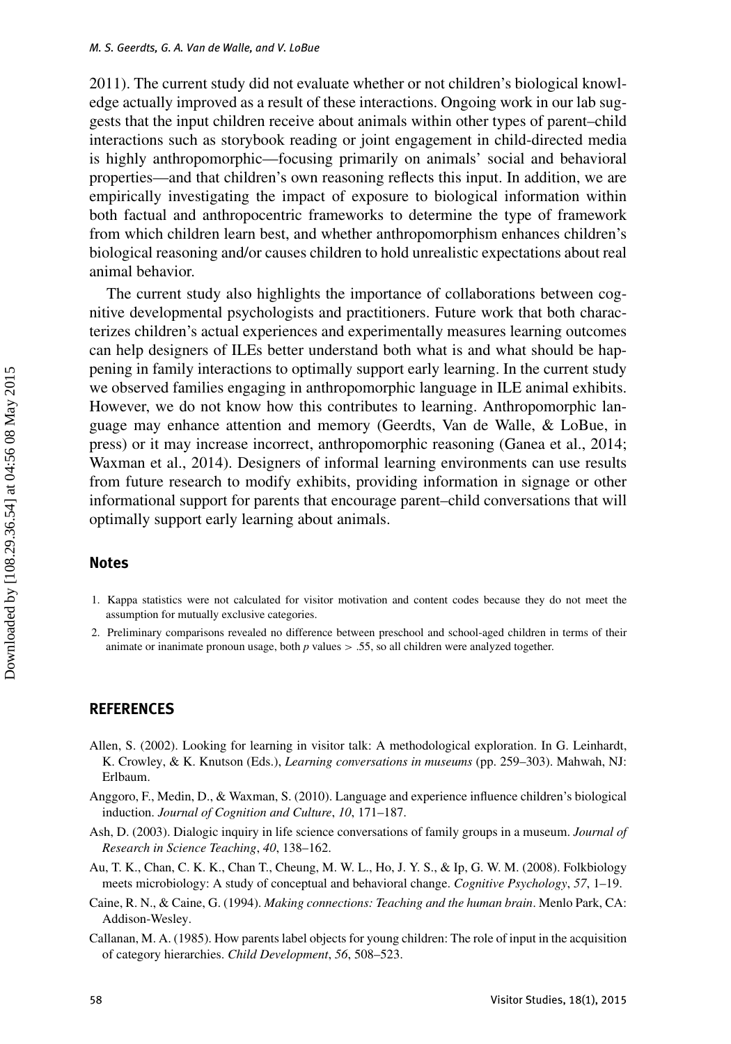2011). The current study did not evaluate whether or not children's biological knowledge actually improved as a result of these interactions. Ongoing work in our lab suggests that the input children receive about animals within other types of parent–child interactions such as storybook reading or joint engagement in child-directed media is highly anthropomorphic—focusing primarily on animals' social and behavioral properties—and that children's own reasoning reflects this input. In addition, we are empirically investigating the impact of exposure to biological information within both factual and anthropocentric frameworks to determine the type of framework from which children learn best, and whether anthropomorphism enhances children's biological reasoning and/or causes children to hold unrealistic expectations about real animal behavior.

The current study also highlights the importance of collaborations between cognitive developmental psychologists and practitioners. Future work that both characterizes children's actual experiences and experimentally measures learning outcomes can help designers of ILEs better understand both what is and what should be happening in family interactions to optimally support early learning. In the current study we observed families engaging in anthropomorphic language in ILE animal exhibits. However, we do not know how this contributes to learning. Anthropomorphic language may enhance attention and memory (Geerdts, Van de Walle, & LoBue, in press) or it may increase incorrect, anthropomorphic reasoning (Ganea et al., 2014; Waxman et al., 2014). Designers of informal learning environments can use results from future research to modify exhibits, providing information in signage or other informational support for parents that encourage parent–child conversations that will optimally support early learning about animals.

## Notes

1. Kappa statistics were not calculated for visitor motivation and content codes because they do not meet the assumption for mutually exclusive categories.
2. Preliminary comparisons revealed no difference between preschool and school-aged children in terms of their animate or inanimate pronoun usage, both $p$ values $> .55$, so all children were analyzed together.

## REFERENCES

Allen, S. (2002). Looking for learning in visitor talk: A methodological exploration. In G. Leinhardt, K. Crowley, & K. Knutson (Eds.), *Learning conversations in museums* (pp. 259–303). Mahwah, NJ: Erlbaum.

Anggoro, F., Medin, D., & Waxman, S. (2010). Language and experience influence children's biological induction. *Journal of Cognition and Culture*, *10*, 171–187.

Ash, D. (2003). Dialogic inquiry in life science conversations of family groups in a museum. *Journal of Research in Science Teaching*, *40*, 138–162.

Au, T. K., Chan, C. K. K., Chan T., Cheung, M. W. L., Ho, J. Y. S., & Ip, G. W. M. (2008). Folkbiology meets microbiology: A study of conceptual and behavioral change. *Cognitive Psychology*, *57*, 1–19.

Caine, R. N., & Caine, G. (1994). *Making connections: Teaching and the human brain*. Menlo Park, CA: Addison-Wesley.

Callanan, M. A. (1985). How parents label objects for young children: The role of input in the acquisition of category hierarchies. *Child Development*, *56*, 508–523.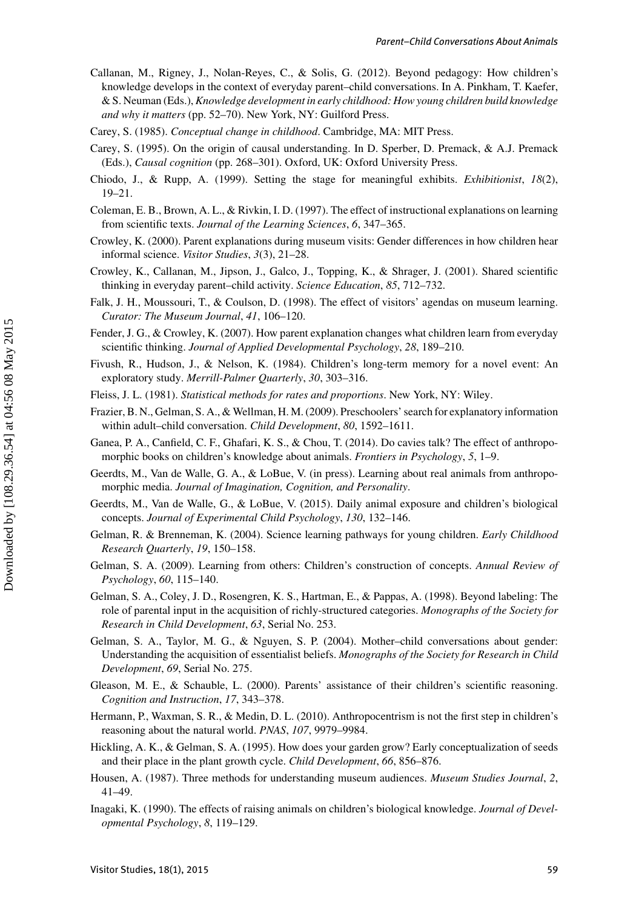Callanan, M., Rigney, J., Nolan-Reyes, C., & Solis, G. (2012). Beyond pedagogy: How children's knowledge develops in the context of everyday parent–child conversations. In A. Pinkham, T. Kaefer, & S. Neuman (Eds.), *Knowledge development in early childhood: How young children build knowledge and why it matters* (pp. 52–70). New York, NY: Guilford Press.

Carey, S. (1985). *Conceptual change in childhood*. Cambridge, MA: MIT Press.

Carey, S. (1995). On the origin of causal understanding. In D. Sperber, D. Premack, & A.J. Premack (Eds.), *Causal cognition* (pp. 268–301). Oxford, UK: Oxford University Press.

Chiodo, J., & Rupp, A. (1999). Setting the stage for meaningful exhibits. *Exhibitionist*, *18*(2), 19–21.

Coleman, E. B., Brown, A. L., & Rivkin, I. D. (1997). The effect of instructional explanations on learning from scientific texts. *Journal of the Learning Sciences*, *6*, 347–365.

Crowley, K. (2000). Parent explanations during museum visits: Gender differences in how children hear informal science. *Visitor Studies*, *3*(3), 21–28.

Crowley, K., Callanan, M., Jipson, J., Galco, J., Topping, K., & Shrager, J. (2001). Shared scientific thinking in everyday parent–child activity. *Science Education*, *85*, 712–732.

Falk, J. H., Moussouri, T., & Coulson, D. (1998). The effect of visitors' agendas on museum learning. *Curator: The Museum Journal*, *41*, 106–120.

Fender, J. G., & Crowley, K. (2007). How parent explanation changes what children learn from everyday scientific thinking. *Journal of Applied Developmental Psychology*, *28*, 189–210.

Fivush, R., Hudson, J., & Nelson, K. (1984). Children's long-term memory for a novel event: An exploratory study. *Merrill-Palmer Quarterly*, *30*, 303–316.

Fleiss, J. L. (1981). *Statistical methods for rates and proportions*. New York, NY: Wiley.

Frazier, B. N., Gelman, S. A., & Wellman, H. M. (2009). Preschoolers' search for explanatory information within adult–child conversation. *Child Development*, *80*, 1592–1611.

Ganea, P. A., Canfield, C. F., Ghafari, K. S., & Chou, T. (2014). Do cavies talk? The effect of anthropomorphic books on children's knowledge about animals. *Frontiers in Psychology*, *5*, 1–9.

Geerdts, M., Van de Walle, G. A., & LoBue, V. (in press). Learning about real animals from anthropomorphic media. *Journal of Imagination, Cognition, and Personality*.

Geerdts, M., Van de Walle, G., & LoBue, V. (2015). Daily animal exposure and children's biological concepts. *Journal of Experimental Child Psychology*, *130*, 132–146.

Gelman, R. & Brenneman, K. (2004). Science learning pathways for young children. *Early Childhood Research Quarterly*, *19*, 150–158.

Gelman, S. A. (2009). Learning from others: Children's construction of concepts. *Annual Review of Psychology*, *60*, 115–140.

Gelman, S. A., Coley, J. D., Rosengren, K. S., Hartman, E., & Pappas, A. (1998). Beyond labeling: The role of parental input in the acquisition of richly-structured categories. *Monographs of the Society for Research in Child Development*, *63*, Serial No. 253.

Gelman, S. A., Taylor, M. G., & Nguyen, S. P. (2004). Mother–child conversations about gender: Understanding the acquisition of essentialist beliefs. *Monographs of the Society for Research in Child Development*, *69*, Serial No. 275.

Gleason, M. E., & Schauble, L. (2000). Parents' assistance of their children's scientific reasoning. *Cognition and Instruction*, *17*, 343–378.

Hermann, P., Waxman, S. R., & Medin, D. L. (2010). Anthropocentrism is not the first step in children's reasoning about the natural world. *PNAS*, *107*, 9979–9984.

Hickling, A. K., & Gelman, S. A. (1995). How does your garden grow? Early conceptualization of seeds and their place in the plant growth cycle. *Child Development*, *66*, 856–876.

Housen, A. (1987). Three methods for understanding museum audiences. *Museum Studies Journal*, *2*, 41–49.

Inagaki, K. (1990). The effects of raising animals on children's biological knowledge. *Journal of Developmental Psychology*, *8*, 119–129.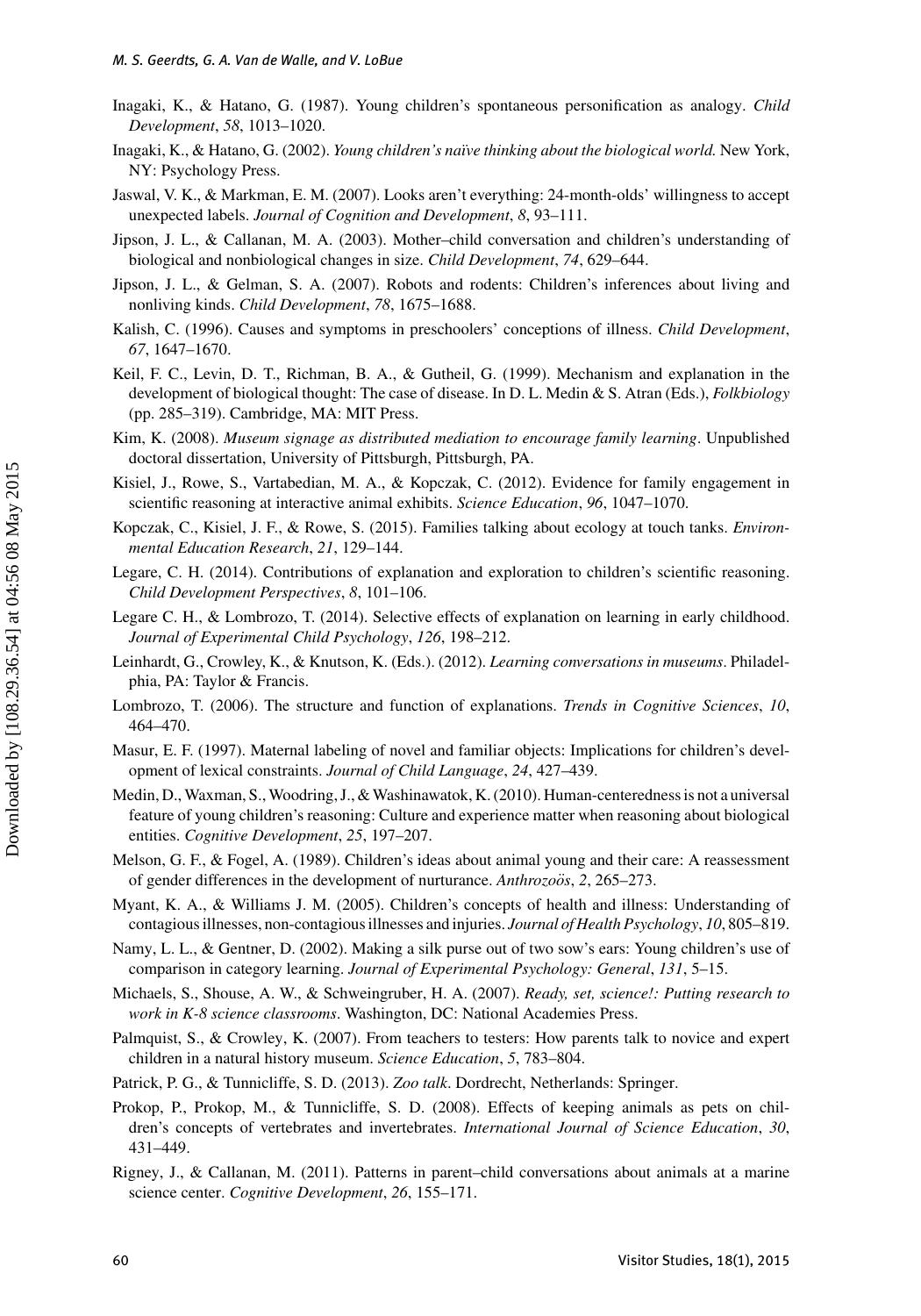Inagaki, K., & Hatano, G. (1987). Young children's spontaneous personification as analogy. *Child Development*, *58*, 1013–1020.

Inagaki, K., & Hatano, G. (2002). *Young children's naïve thinking about the biological world.* New York, NY: Psychology Press.

Jaswal, V. K., & Markman, E. M. (2007). Looks aren't everything: 24-month-olds' willingness to accept unexpected labels. *Journal of Cognition and Development*, *8*, 93–111.

Jipson, J. L., & Callanan, M. A. (2003). Mother–child conversation and children's understanding of biological and nonbiological changes in size. *Child Development*, *74*, 629–644.

Jipson, J. L., & Gelman, S. A. (2007). Robots and rodents: Children's inferences about living and nonliving kinds. *Child Development*, *78*, 1675–1688.

Kalish, C. (1996). Causes and symptoms in preschoolers' conceptions of illness. *Child Development*, *67*, 1647–1670.

Keil, F. C., Levin, D. T., Richman, B. A., & Gutheil, G. (1999). Mechanism and explanation in the development of biological thought: The case of disease. In D. L. Medin & S. Atran (Eds.), *Folkbiology* (pp. 285–319). Cambridge, MA: MIT Press.

Kim, K. (2008). *Museum signage as distributed mediation to encourage family learning*. Unpublished doctoral dissertation, University of Pittsburgh, Pittsburgh, PA.

Kisiel, J., Rowe, S., Vartabedian, M. A., & Kopczak, C. (2012). Evidence for family engagement in scientific reasoning at interactive animal exhibits. *Science Education*, *96*, 1047–1070.

Kopczak, C., Kisiel, J. F., & Rowe, S. (2015). Families talking about ecology at touch tanks. *Environmental Education Research*, *21*, 129–144.

Legare, C. H. (2014). Contributions of explanation and exploration to children's scientific reasoning. *Child Development Perspectives*, *8*, 101–106.

Legare C. H., & Lombrozo, T. (2014). Selective effects of explanation on learning in early childhood. *Journal of Experimental Child Psychology*, *126*, 198–212.

Leinhardt, G., Crowley, K., & Knutson, K. (Eds.). (2012). *Learning conversations in museums*. Philadelphia, PA: Taylor & Francis.

Lombrozo, T. (2006). The structure and function of explanations. *Trends in Cognitive Sciences*, *10*, 464–470.

Masur, E. F. (1997). Maternal labeling of novel and familiar objects: Implications for children's development of lexical constraints. *Journal of Child Language*, *24*, 427–439.

Medin, D., Waxman, S., Woodring, J., & Washinawatok, K. (2010). Human-centeredness is not a universal feature of young children's reasoning: Culture and experience matter when reasoning about biological entities. *Cognitive Development*, *25*, 197–207.

Melson, G. F., & Fogel, A. (1989). Children's ideas about animal young and their care: A reassessment of gender differences in the development of nurturance. *Anthrozoös*, *2*, 265–273.

Myant, K. A., & Williams J. M. (2005). Children's concepts of health and illness: Understanding of contagious illnesses, non-contagious illnesses and injuries. *Journal of Health Psychology*, *10*, 805–819.

Namy, L. L., & Gentner, D. (2002). Making a silk purse out of two sow's ears: Young children's use of comparison in category learning. *Journal of Experimental Psychology: General*, *131*, 5–15.

Michaels, S., Shouse, A. W., & Schweingruber, H. A. (2007). *Ready, set, science!: Putting research to work in K-8 science classrooms*. Washington, DC: National Academies Press.

Palmquist, S., & Crowley, K. (2007). From teachers to testers: How parents talk to novice and expert children in a natural history museum. *Science Education*, *5*, 783–804.

Patrick, P. G., & Tunnicliffe, S. D. (2013). *Zoo talk*. Dordrecht, Netherlands: Springer.

Prokop, P., Prokop, M., & Tunnicliffe, S. D. (2008). Effects of keeping animals as pets on children's concepts of vertebrates and invertebrates. *International Journal of Science Education*, *30*, 431–449.

Rigney, J., & Callanan, M. (2011). Patterns in parent–child conversations about animals at a marine science center. *Cognitive Development*, *26*, 155–171.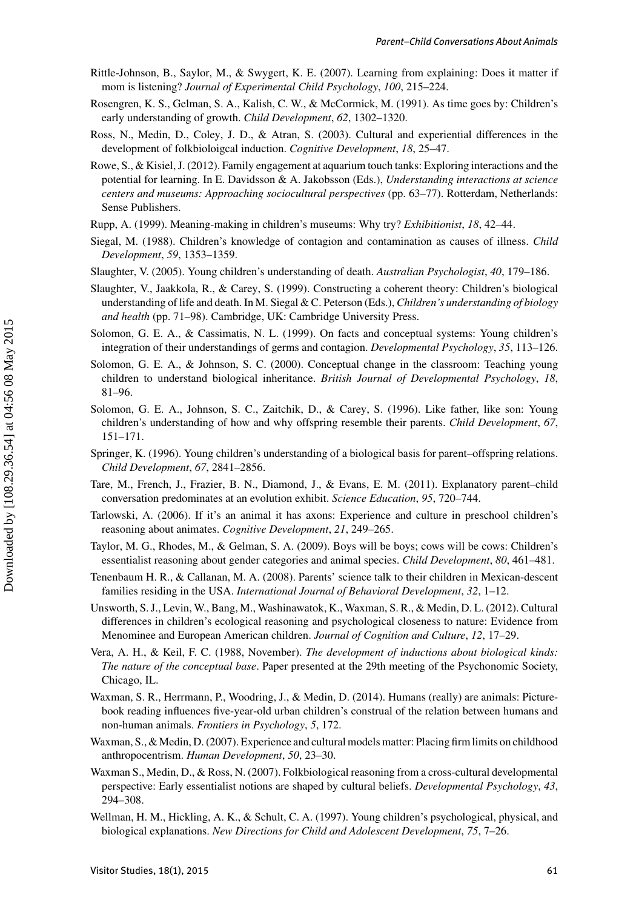Rittle-Johnson, B., Saylor, M., & Swygert, K. E. (2007). Learning from explaining: Does it matter if mom is listening? *Journal of Experimental Child Psychology*, *100*, 215–224.

Rosengren, K. S., Gelman, S. A., Kalish, C. W., & McCormick, M. (1991). As time goes by: Children's early understanding of growth. *Child Development*, *62*, 1302–1320.

Ross, N., Medin, D., Coley, J. D., & Atran, S. (2003). Cultural and experiential differences in the development of folkbioloigcal induction. *Cognitive Development*, *18*, 25–47.

Rowe, S., & Kisiel, J. (2012). Family engagement at aquarium touch tanks: Exploring interactions and the potential for learning. In E. Davidsson & A. Jakobsson (Eds.), *Understanding interactions at science centers and museums: Approaching sociocultural perspectives* (pp. 63–77). Rotterdam, Netherlands: Sense Publishers.

Rupp, A. (1999). Meaning-making in children's museums: Why try? *Exhibitionist*, *18*, 42–44.

Siegal, M. (1988). Children's knowledge of contagion and contamination as causes of illness. *Child Development*, *59*, 1353–1359.

Slaughter, V. (2005). Young children's understanding of death. *Australian Psychologist*, *40*, 179–186.

Slaughter, V., Jaakkola, R., & Carey, S. (1999). Constructing a coherent theory: Children's biological understanding of life and death. In M. Siegal & C. Peterson (Eds.), *Children's understanding of biology and health* (pp. 71–98). Cambridge, UK: Cambridge University Press.

Solomon, G. E. A., & Cassimatis, N. L. (1999). On facts and conceptual systems: Young children's integration of their understandings of germs and contagion. *Developmental Psychology*, *35*, 113–126.

Solomon, G. E. A., & Johnson, S. C. (2000). Conceptual change in the classroom: Teaching young children to understand biological inheritance. *British Journal of Developmental Psychology*, *18*, 81–96.

Solomon, G. E. A., Johnson, S. C., Zaitchik, D., & Carey, S. (1996). Like father, like son: Young children's understanding of how and why offspring resemble their parents. *Child Development*, *67*, 151–171.

Springer, K. (1996). Young children's understanding of a biological basis for parent–offspring relations. *Child Development*, *67*, 2841–2856.

Tare, M., French, J., Frazier, B. N., Diamond, J., & Evans, E. M. (2011). Explanatory parent–child conversation predominates at an evolution exhibit. *Science Education*, *95*, 720–744.

Tarlowski, A. (2006). If it's an animal it has axons: Experience and culture in preschool children's reasoning about animates. *Cognitive Development*, *21*, 249–265.

Taylor, M. G., Rhodes, M., & Gelman, S. A. (2009). Boys will be boys; cows will be cows: Children's essentialist reasoning about gender categories and animal species. *Child Development*, *80*, 461–481.

Tenenbaum H. R., & Callanan, M. A. (2008). Parents' science talk to their children in Mexican-descent families residing in the USA. *International Journal of Behavioral Development*, *32*, 1–12.

Unsworth, S. J., Levin, W., Bang, M., Washinawatok, K., Waxman, S. R., & Medin, D. L. (2012). Cultural differences in children's ecological reasoning and psychological closeness to nature: Evidence from Menominee and European American children. *Journal of Cognition and Culture*, *12*, 17–29.

Vera, A. H., & Keil, F. C. (1988, November). *The development of inductions about biological kinds: The nature of the conceptual base*. Paper presented at the 29th meeting of the Psychonomic Society, Chicago, IL.

Waxman, S. R., Herrmann, P., Woodring, J., & Medin, D. (2014). Humans (really) are animals: Picture-book reading influences five-year-old urban children's construal of the relation between humans and non-human animals. *Frontiers in Psychology*, *5*, 172.

Waxman, S., & Medin, D. (2007). Experience and cultural models matter: Placing firm limits on childhood anthropocentrism. *Human Development*, *50*, 23–30.

Waxman S., Medin, D., & Ross, N. (2007). Folkbiological reasoning from a cross-cultural developmental perspective: Early essentialist notions are shaped by cultural beliefs. *Developmental Psychology*, *43*, 294–308.

Wellman, H. M., Hickling, A. K., & Schult, C. A. (1997). Young children's psychological, physical, and biological explanations. *New Directions for Child and Adolescent Development*, *75*, 7–26.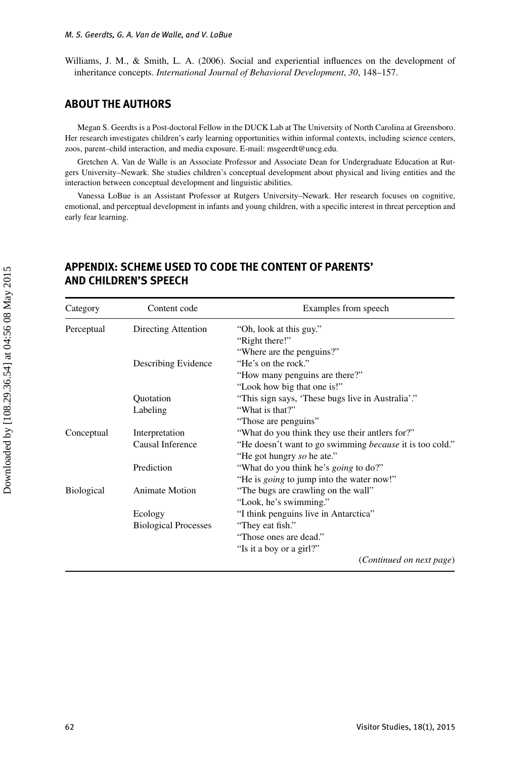Williams, J. M., & Smith, L. A. (2006). Social and experiential influences on the development of inheritance concepts. *International Journal of Behavioral Development*, *30*, 148–157.

## ABOUT THE AUTHORS

Megan S. Geerdts is a Post-doctoral Fellow in the DUCK Lab at The University of North Carolina at Greensboro. Her research investigates children's early learning opportunities within informal contexts, including science centers, zoos, parent–child interaction, and media exposure. E-mail: msgeerdt@uncg.edu.

Gretchen A. Van de Walle is an Associate Professor and Associate Dean for Undergraduate Education at Rutgers University–Newark. She studies children's conceptual development about physical and living entities and the interaction between conceptual development and linguistic abilities.

Vanessa LoBue is an Assistant Professor at Rutgers University–Newark. Her research focuses on cognitive, emotional, and perceptual development in infants and young children, with a specific interest in threat perception and early fear learning.

## APPENDIX: SCHEME USED TO CODE THE CONTENT OF PARENTS' AND CHILDREN'S SPEECH

| Category | Content code | Examples from speech |
|---|---|---|
| Perceptual | Directing Attention | "Oh, look at this guy." |
| | | "Right there!" |
| | | "Where are the penguins?" |
| | Describing Evidence | "He's on the rock." |
| | | "How many penguins are there?" |
| | | "Look how big that one is!" |
| | Quotation | "This sign says, 'These bugs live in Australia'." |
| | Labeling | "What is that?" |
| | | "Those are penguins" |
| Conceptual | Interpretation | "What do you think they use their antlers for?" |
| | Causal Inference | "He doesn't want to go swimming *because* it is too cold." |
| | | "He got hungry *so* he ate." |
| | Prediction | "What do you think he's *going* to do?" |
| | | "He is *going* to jump into the water now!" |
| Biological | Animate Motion | "The bugs are crawling on the wall" |
| | | "Look, he's swimming." |
| | Ecology | "I think penguins live in Antarctica" |
| | Biological Processes | "They eat fish." |
| | | "Those ones are dead." |
| | | "Is it a boy or a girl?" |

(*Continued on next page*)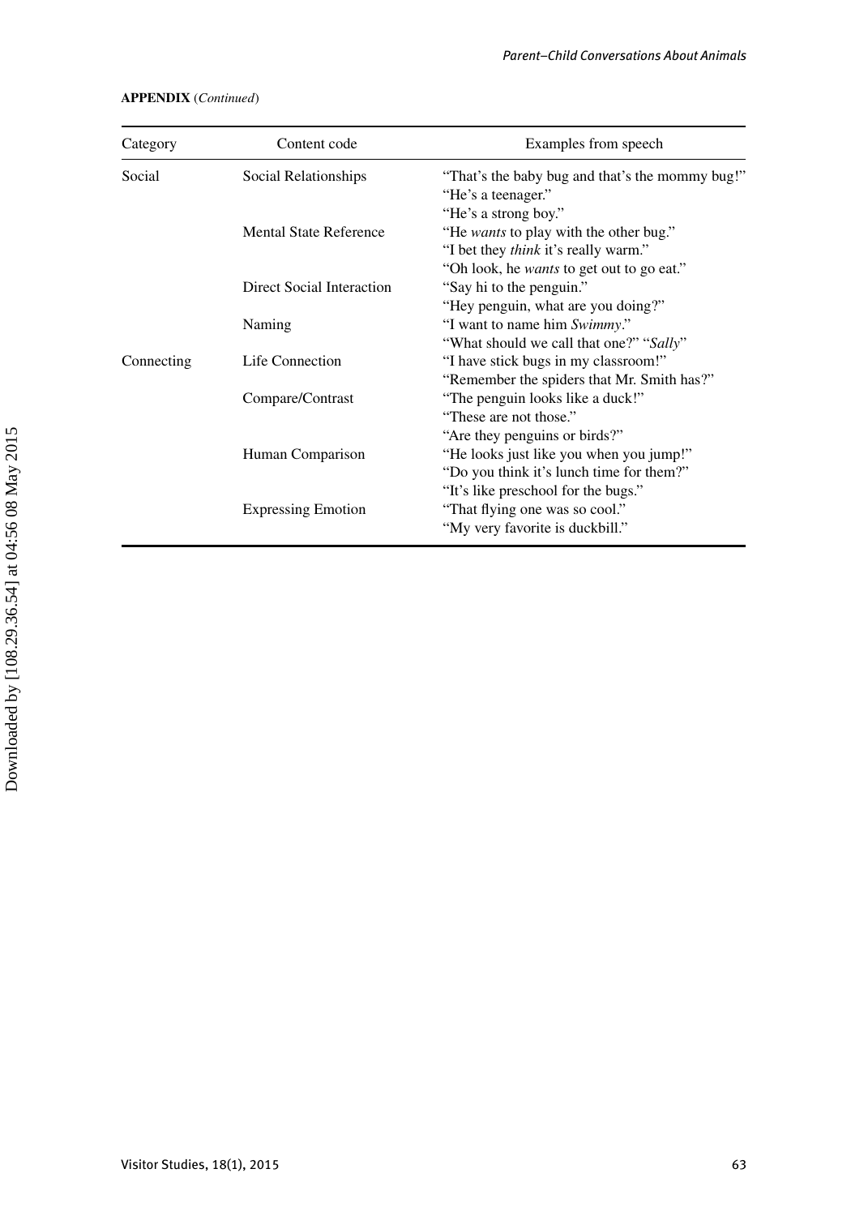**APPENDIX** (*Continued*)

| Category | Content code | Examples from speech |
|---|---|---|
| Social | Social Relationships | "That's the baby bug and that's the mommy bug!" "He's a teenager." "He's a strong boy." |
| | Mental State Reference | "He *wants* to play with the other bug." "I bet they *think* it's really warm." "Oh look, he *wants* to get out to go eat." |
| | Direct Social Interaction | "Say hi to the penguin." "Hey penguin, what are you doing?" |
| | Naming | "I want to name him *Swimmy*." "What should we call that one?" "*Sally*" |
| Connecting | Life Connection | "I have stick bugs in my classroom!" "Remember the spiders that Mr. Smith has?" |
| | Compare/Contrast | "The penguin looks like a duck!" "These are not those." "Are they penguins or birds?" |
| | Human Comparison | "He looks just like you when you jump!" "Do you think it's lunch time for them?" "It's like preschool for the bugs." |
| | Expressing Emotion | "That flying one was so cool." "My very favorite is duckbill." |